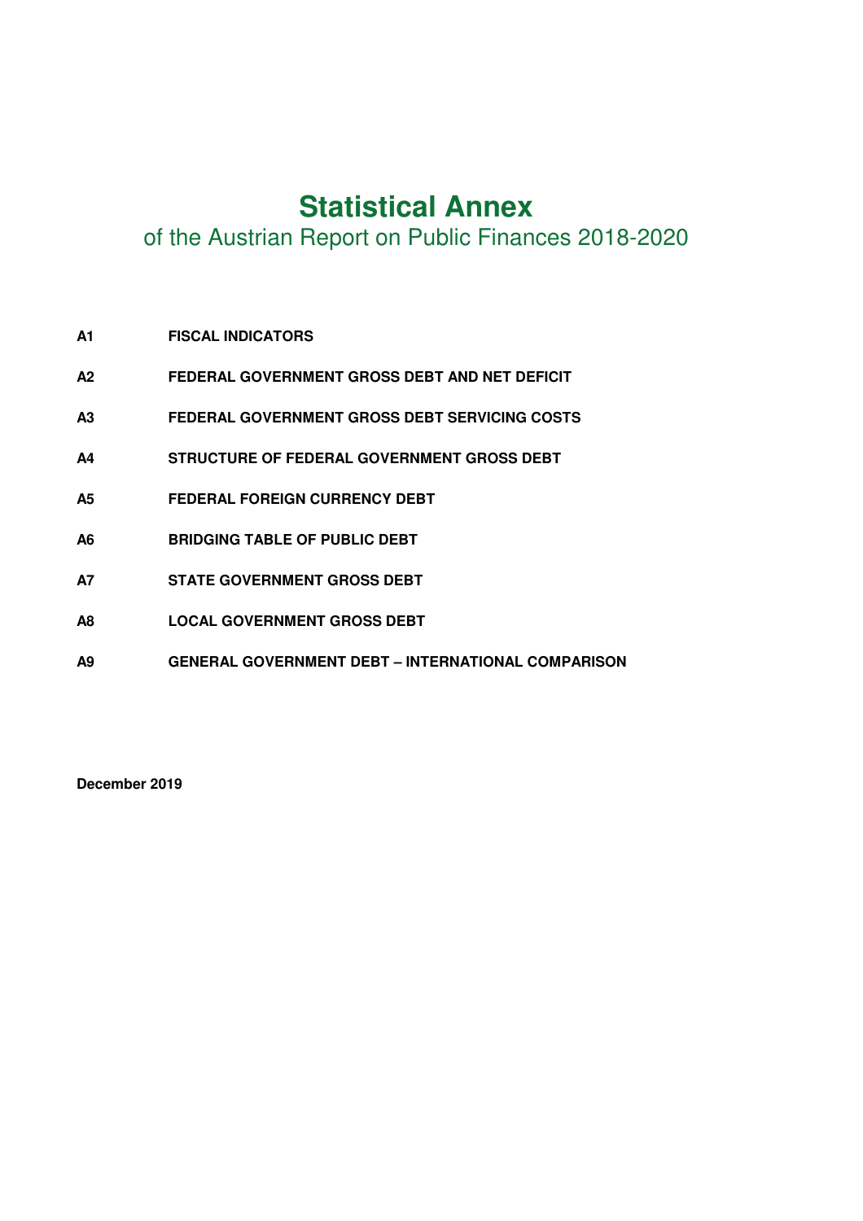# Statistical Annex

## of the Austrian Report on Public Finances 2018-2020

| | |
|---|---|
| **A1** | **FISCAL INDICATORS** |
| **A2** | **FEDERAL GOVERNMENT GROSS DEBT AND NET DEFICIT** |
| **A3** | **FEDERAL GOVERNMENT GROSS DEBT SERVICING COSTS** |
| **A4** | **STRUCTURE OF FEDERAL GOVERNMENT GROSS DEBT** |
| **A5** | **FEDERAL FOREIGN CURRENCY DEBT** |
| **A6** | **BRIDGING TABLE OF PUBLIC DEBT** |
| **A7** | **STATE GOVERNMENT GROSS DEBT** |
| **A8** | **LOCAL GOVERNMENT GROSS DEBT** |
| **A9** | **GENERAL GOVERNMENT DEBT – INTERNATIONAL COMPARISON** |

**December 2019**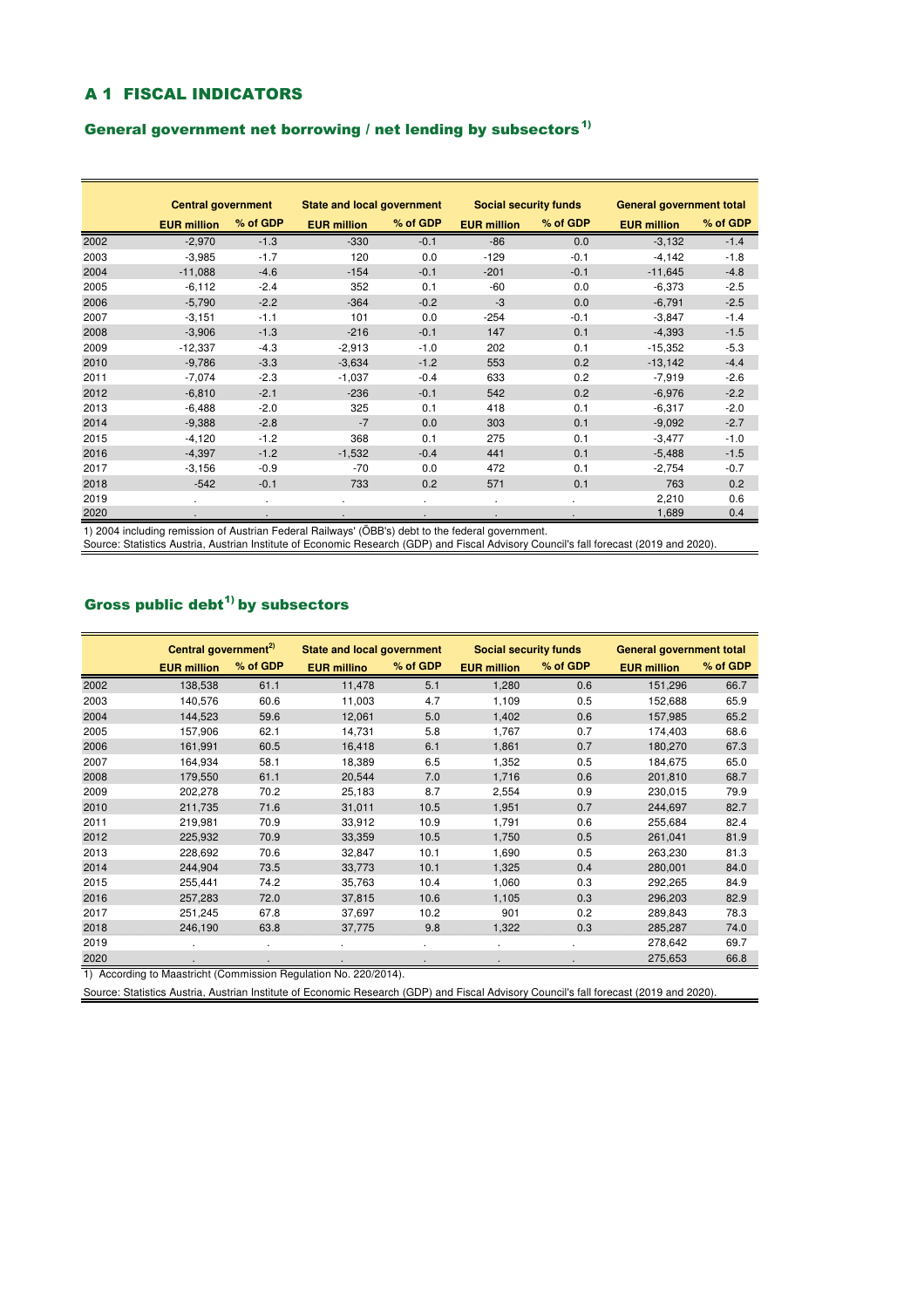# A 1 FISCAL INDICATORS

## General government net borrowing / net lending by subsectors[1)]

| | Central government | | State and local government | | Social security funds | | General government total | |
|---|---|---|---|---|---|---|---|---|
| | EUR million | % of GDP | EUR million | % of GDP | EUR million | % of GDP | EUR million | % of GDP |
| 2002 | -2,970 | -1.3 | -330 | -0.1 | -86 | 0.0 | -3,132 | -1.4 |
| 2003 | -3,985 | -1.7 | 120 | 0.0 | -129 | -0.1 | -4,142 | -1.8 |
| 2004 | -11,088 | -4.6 | -154 | -0.1 | -201 | -0.1 | -11,645 | -4.8 |
| 2005 | -6,112 | -2.4 | 352 | 0.1 | -60 | 0.0 | -6,373 | -2.5 |
| 2006 | -5,790 | -2.2 | -364 | -0.2 | -3 | 0.0 | -6,791 | -2.5 |
| 2007 | -3,151 | -1.1 | 101 | 0.0 | -254 | -0.1 | -3,847 | -1.4 |
| 2008 | -3,906 | -1.3 | -216 | -0.1 | 147 | 0.1 | -4,393 | -1.5 |
| 2009 | -12,337 | -4.3 | -2,913 | -1.0 | 202 | 0.1 | -15,352 | -5.3 |
| 2010 | -9,786 | -3.3 | -3,634 | -1.2 | 553 | 0.2 | -13,142 | -4.4 |
| 2011 | -7,074 | -2.3 | -1,037 | -0.4 | 633 | 0.2 | -7,919 | -2.6 |
| 2012 | -6,810 | -2.1 | -236 | -0.1 | 542 | 0.2 | -6,976 | -2.2 |
| 2013 | -6,488 | -2.0 | 325 | 0.1 | 418 | 0.1 | -6,317 | -2.0 |
| 2014 | -9,388 | -2.8 | -7 | 0.0 | 303 | 0.1 | -9,092 | -2.7 |
| 2015 | -4,120 | -1.2 | 368 | 0.1 | 275 | 0.1 | -3,477 | -1.0 |
| 2016 | -4,397 | -1.2 | -1,532 | -0.4 | 441 | 0.1 | -5,488 | -1.5 |
| 2017 | -3,156 | -0.9 | -70 | 0.0 | 472 | 0.1 | -2,754 | -0.7 |
| 2018 | -542 | -0.1 | 733 | 0.2 | 571 | 0.1 | 763 | 0.2 |
| 2019 | . | . | . | . | . | . | 2,210 | 0.6 |
| 2020 | . | . | . | . | . | . | 1,689 | 0.4 |

1) 2004 including remission of Austrian Federal Railways' (ÖBB's) debt to the federal government.
Source: Statistics Austria, Austrian Institute of Economic Research (GDP) and Fiscal Advisory Council's fall forecast (2019 and 2020).

## Gross public debt[1)] by subsectors

| | Central government[2)] | | State and local government | | Social security funds | | General government total | |
|---|---|---|---|---|---|---|---|---|
| | EUR million | % of GDP | EUR millino | % of GDP | EUR million | % of GDP | EUR million | % of GDP |
| 2002 | 138,538 | 61.1 | 11,478 | 5.1 | 1,280 | 0.6 | 151,296 | 66.7 |
| 2003 | 140,576 | 60.6 | 11,003 | 4.7 | 1,109 | 0.5 | 152,688 | 65.9 |
| 2004 | 144,523 | 59.6 | 12,061 | 5.0 | 1,402 | 0.6 | 157,985 | 65.2 |
| 2005 | 157,906 | 62.1 | 14,731 | 5.8 | 1,767 | 0.7 | 174,403 | 68.6 |
| 2006 | 161,991 | 60.5 | 16,418 | 6.1 | 1,861 | 0.7 | 180,270 | 67.3 |
| 2007 | 164,934 | 58.1 | 18,389 | 6.5 | 1,352 | 0.5 | 184,675 | 65.0 |
| 2008 | 179,550 | 61.1 | 20,544 | 7.0 | 1,716 | 0.6 | 201,810 | 68.7 |
| 2009 | 202,278 | 70.2 | 25,183 | 8.7 | 2,554 | 0.9 | 230,015 | 79.9 |
| 2010 | 211,735 | 71.6 | 31,011 | 10.5 | 1,951 | 0.7 | 244,697 | 82.7 |
| 2011 | 219,981 | 70.9 | 33,912 | 10.9 | 1,791 | 0.6 | 255,684 | 82.4 |
| 2012 | 225,932 | 70.9 | 33,359 | 10.5 | 1,750 | 0.5 | 261,041 | 81.9 |
| 2013 | 228,692 | 70.6 | 32,847 | 10.1 | 1,690 | 0.5 | 263,230 | 81.3 |
| 2014 | 244,904 | 73.5 | 33,773 | 10.1 | 1,325 | 0.4 | 280,001 | 84.0 |
| 2015 | 255,441 | 74.2 | 35,763 | 10.4 | 1,060 | 0.3 | 292,265 | 84.9 |
| 2016 | 257,283 | 72.0 | 37,815 | 10.6 | 1,105 | 0.3 | 296,203 | 82.9 |
| 2017 | 251,245 | 67.8 | 37,697 | 10.2 | 901 | 0.2 | 289,843 | 78.3 |
| 2018 | 246,190 | 63.8 | 37,775 | 9.8 | 1,322 | 0.3 | 285,287 | 74.0 |
| 2019 | . | . | . | . | . | . | 278,642 | 69.7 |
| 2020 | . | . | . | . | . | . | 275,653 | 66.8 |

1) According to Maastricht (Commission Regulation No. 220/2014).

Source: Statistics Austria, Austrian Institute of Economic Research (GDP) and Fiscal Advisory Council's fall forecast (2019 and 2020).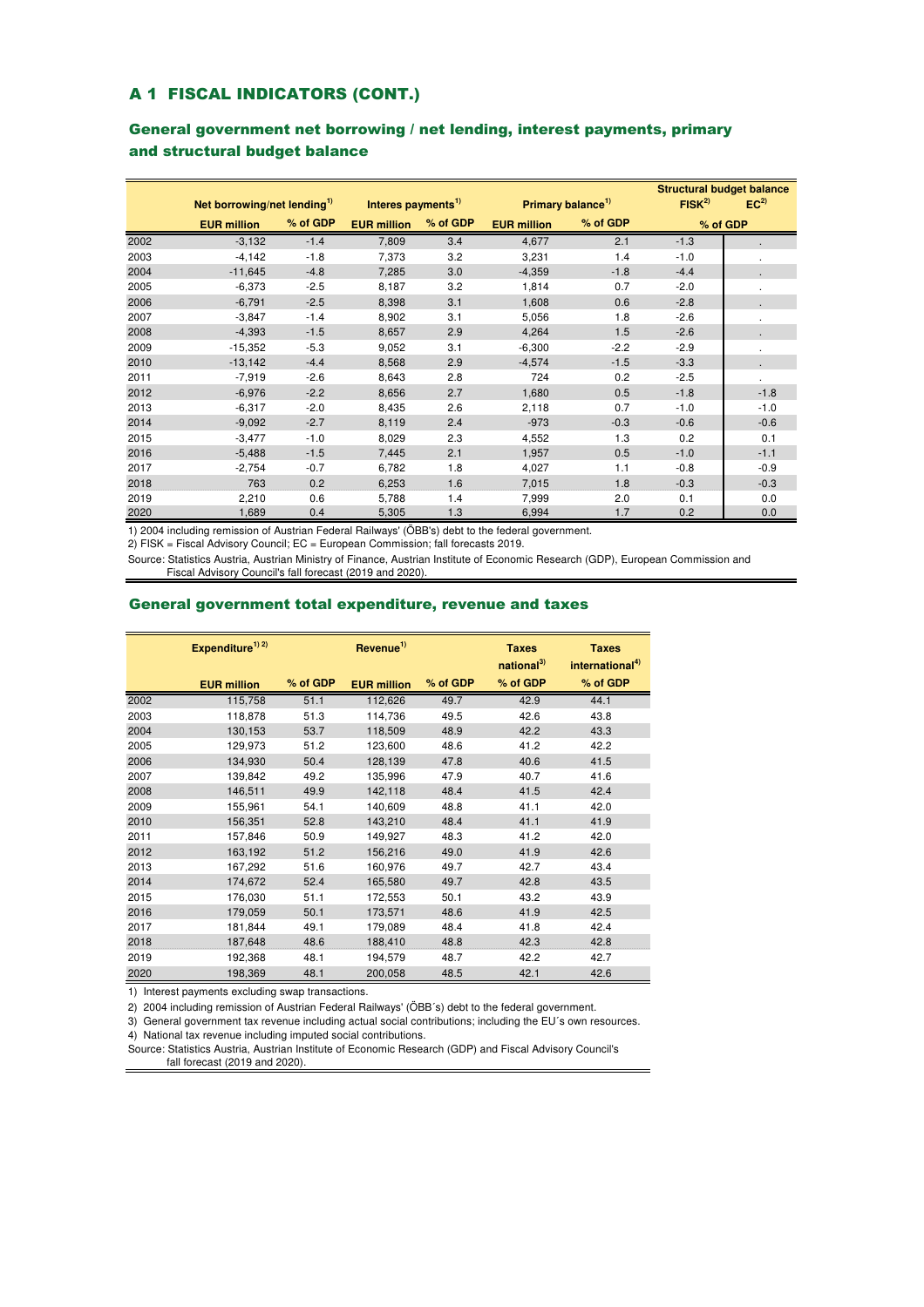## A 1 FISCAL INDICATORS (CONT.)

### General government net borrowing / net lending, interest payments, primary and structural budget balance

| | Net borrowing/net lending[1] | | Interes payments[1] | | Primary balance[1] | | Structural budget balance | |
|---|---|---|---|---|---|---|---|---|
| | | | | | | | FISK[2] | EC[2] |
| | EUR million | % of GDP | EUR million | % of GDP | EUR million | % of GDP | % of GDP | |
| 2002 | -3,132 | -1.4 | 7,809 | 3.4 | 4,677 | 2.1 | -1.3 | . |
| 2003 | -4,142 | -1.8 | 7,373 | 3.2 | 3,231 | 1.4 | -1.0 | . |
| 2004 | -11,645 | -4.8 | 7,285 | 3.0 | -4,359 | -1.8 | -4.4 | . |
| 2005 | -6,373 | -2.5 | 8,187 | 3.2 | 1,814 | 0.7 | -2.0 | . |
| 2006 | -6,791 | -2.5 | 8,398 | 3.1 | 1,608 | 0.6 | -2.8 | . |
| 2007 | -3,847 | -1.4 | 8,902 | 3.1 | 5,056 | 1.8 | -2.6 | . |
| 2008 | -4,393 | -1.5 | 8,657 | 2.9 | 4,264 | 1.5 | -2.6 | . |
| 2009 | -15,352 | -5.3 | 9,052 | 3.1 | -6,300 | -2.2 | -2.9 | . |
| 2010 | -13,142 | -4.4 | 8,568 | 2.9 | -4,574 | -1.5 | -3.3 | . |
| 2011 | -7,919 | -2.6 | 8,643 | 2.8 | 724 | 0.2 | -2.5 | . |
| 2012 | -6,976 | -2.2 | 8,656 | 2.7 | 1,680 | 0.5 | -1.8 | -1.8 |
| 2013 | -6,317 | -2.0 | 8,435 | 2.6 | 2,118 | 0.7 | -1.0 | -1.0 |
| 2014 | -9,092 | -2.7 | 8,119 | 2.4 | -973 | -0.3 | -0.6 | -0.6 |
| 2015 | -3,477 | -1.0 | 8,029 | 2.3 | 4,552 | 1.3 | 0.2 | 0.1 |
| 2016 | -5,488 | -1.5 | 7,445 | 2.1 | 1,957 | 0.5 | -1.0 | -1.1 |
| 2017 | -2,754 | -0.7 | 6,782 | 1.8 | 4,027 | 1.1 | -0.8 | -0.9 |
| 2018 | 763 | 0.2 | 6,253 | 1.6 | 7,015 | 1.8 | -0.3 | -0.3 |
| 2019 | 2,210 | 0.6 | 5,788 | 1.4 | 7,999 | 2.0 | 0.1 | 0.0 |
| 2020 | 1,689 | 0.4 | 5,305 | 1.3 | 6,994 | 1.7 | 0.2 | 0.0 |

1) 2004 including remission of Austrian Federal Railways' (ÖBB's) debt to the federal government.
2) FISK = Fiscal Advisory Council; EC = European Commission; fall forecasts 2019.
Source: Statistics Austria, Austrian Ministry of Finance, Austrian Institute of Economic Research (GDP), European Commission and Fiscal Advisory Council's fall forecast (2019 and 2020).

### General government total expenditure, revenue and taxes

| | Expenditure[1) 2)] | | Revenue[1)] | | Taxes national[3)] | Taxes international[4)] |
|---|---|---|---|---|---|---|
| | EUR million | % of GDP | EUR million | % of GDP | % of GDP | % of GDP |
| 2002 | 115,758 | 51.1 | 112,626 | 49.7 | 42.9 | 44.1 |
| 2003 | 118,878 | 51.3 | 114,736 | 49.5 | 42.6 | 43.8 |
| 2004 | 130,153 | 53.7 | 118,509 | 48.9 | 42.2 | 43.3 |
| 2005 | 129,973 | 51.2 | 123,600 | 48.6 | 41.2 | 42.2 |
| 2006 | 134,930 | 50.4 | 128,139 | 47.8 | 40.6 | 41.5 |
| 2007 | 139,842 | 49.2 | 135,996 | 47.9 | 40.7 | 41.6 |
| 2008 | 146,511 | 49.9 | 142,118 | 48.4 | 41.5 | 42.4 |
| 2009 | 155,961 | 54.1 | 140,609 | 48.8 | 41.1 | 42.0 |
| 2010 | 156,351 | 52.8 | 143,210 | 48.4 | 41.1 | 41.9 |
| 2011 | 157,846 | 50.9 | 149,927 | 48.3 | 41.2 | 42.0 |
| 2012 | 163,192 | 51.2 | 156,216 | 49.0 | 41.9 | 42.6 |
| 2013 | 167,292 | 51.6 | 160,976 | 49.7 | 42.7 | 43.4 |
| 2014 | 174,672 | 52.4 | 165,580 | 49.7 | 42.8 | 43.5 |
| 2015 | 176,030 | 51.1 | 172,553 | 50.1 | 43.2 | 43.9 |
| 2016 | 179,059 | 50.1 | 173,571 | 48.6 | 41.9 | 42.5 |
| 2017 | 181,844 | 49.1 | 179,089 | 48.4 | 41.8 | 42.4 |
| 2018 | 187,648 | 48.6 | 188,410 | 48.8 | 42.3 | 42.8 |
| 2019 | 192,368 | 48.1 | 194,579 | 48.7 | 42.2 | 42.7 |
| 2020 | 198,369 | 48.1 | 200,058 | 48.5 | 42.1 | 42.6 |

1) Interest payments excluding swap transactions.
2) 2004 including remission of Austrian Federal Railways' (ÖBB´s) debt to the federal government.
3) General government tax revenue including actual social contributions; including the EU´s own resources.
4) National tax revenue including imputed social contributions.
Source: Statistics Austria, Austrian Institute of Economic Research (GDP) and Fiscal Advisory Council's fall forecast (2019 and 2020).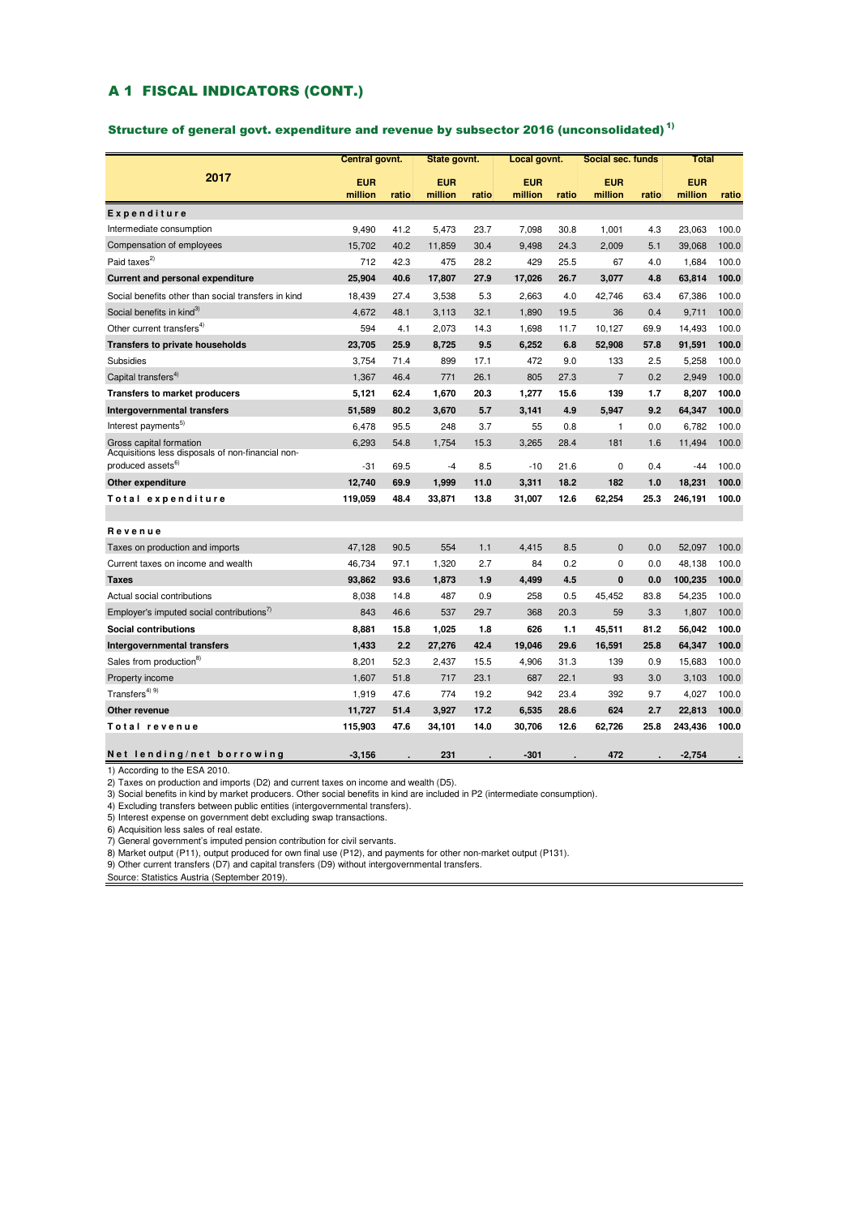## A 1 FISCAL INDICATORS (CONT.)

### Structure of general govt. expenditure and revenue by subsector 2016 (unconsolidated) [1]

| 2017 | Central govnt. | | State govnt. | | Local govnt. | | Social sec. funds | | Total | |
|---|---|---|---|---|---|---|---|---|---|---|
| | EUR million | ratio | EUR million | ratio | EUR million | ratio | EUR million | ratio | EUR million | ratio |
| **Expenditure** | | | | | | | | | | |
| Intermediate consumption | 9,490 | 41.2 | 5,473 | 23.7 | 7,098 | 30.8 | 1,001 | 4.3 | 23,063 | 100.0 |
| Compensation of employees | 15,702 | 40.2 | 11,859 | 30.4 | 9,498 | 24.3 | 2,009 | 5.1 | 39,068 | 100.0 |
| Paid taxes[2] | 712 | 42.3 | 475 | 28.2 | 429 | 25.5 | 67 | 4.0 | 1,684 | 100.0 |
| **Current and personal expenditure** | **25,904** | **40.6** | **17,807** | **27.9** | **17,026** | **26.7** | **3,077** | **4.8** | **63,814** | **100.0** |
| Social benefits other than social transfers in kind | 18,439 | 27.4 | 3,538 | 5.3 | 2,663 | 4.0 | 42,746 | 63.4 | 67,386 | 100.0 |
| Social benefits in kind[3] | 4,672 | 48.1 | 3,113 | 32.1 | 1,890 | 19.5 | 36 | 0.4 | 9,711 | 100.0 |
| Other current transfers[4] | 594 | 4.1 | 2,073 | 14.3 | 1,698 | 11.7 | 10,127 | 69.9 | 14,493 | 100.0 |
| **Transfers to private households** | **23,705** | **25.9** | **8,725** | **9.5** | **6,252** | **6.8** | **52,908** | **57.8** | **91,591** | **100.0** |
| Subsidies | 3,754 | 71.4 | 899 | 17.1 | 472 | 9.0 | 133 | 2.5 | 5,258 | 100.0 |
| Capital transfers[4] | 1,367 | 46.4 | 771 | 26.1 | 805 | 27.3 | 7 | 0.2 | 2,949 | 100.0 |
| **Transfers to market producers** | **5,121** | **62.4** | **1,670** | **20.3** | **1,277** | **15.6** | **139** | **1.7** | **8,207** | **100.0** |
| **Intergovernmental transfers** | **51,589** | **80.2** | **3,670** | **5.7** | **3,141** | **4.9** | **5,947** | **9.2** | **64,347** | **100.0** |
| Interest payments[5] | 6,478 | 95.5 | 248 | 3.7 | 55 | 0.8 | 1 | 0.0 | 6,782 | 100.0 |
| Gross capital formation | 6,293 | 54.8 | 1,754 | 15.3 | 3,265 | 28.4 | 181 | 1.6 | 11,494 | 100.0 |
| Acquisitions less disposals of non-financial non-produced assets[6] | -31 | 69.5 | -4 | 8.5 | -10 | 21.6 | 0 | 0.4 | -44 | 100.0 |
| **Other expenditure** | **12,740** | **69.9** | **1,999** | **11.0** | **3,311** | **18.2** | **182** | **1.0** | **18,231** | **100.0** |
| **Total expenditure** | **119,059** | **48.4** | **33,871** | **13.8** | **31,007** | **12.6** | **62,254** | **25.3** | **246,191** | **100.0** |
| | | | | | | | | | | |
| **Revenue** | | | | | | | | | | |
| Taxes on production and imports | 47,128 | 90.5 | 554 | 1.1 | 4,415 | 8.5 | 0 | 0.0 | 52,097 | 100.0 |
| Current taxes on income and wealth | 46,734 | 97.1 | 1,320 | 2.7 | 84 | 0.2 | 0 | 0.0 | 48,138 | 100.0 |
| **Taxes** | **93,862** | **93.6** | **1,873** | **1.9** | **4,499** | **4.5** | **0** | **0.0** | **100,235** | **100.0** |
| Actual social contributions | 8,038 | 14.8 | 487 | 0.9 | 258 | 0.5 | 45,452 | 83.8 | 54,235 | 100.0 |
| Employer's imputed social contributions[7] | 843 | 46.6 | 537 | 29.7 | 368 | 20.3 | 59 | 3.3 | 1,807 | 100.0 |
| **Social contributions** | **8,881** | **15.8** | **1,025** | **1.8** | **626** | **1.1** | **45,511** | **81.2** | **56,042** | **100.0** |
| **Intergovernmental transfers** | **1,433** | **2.2** | **27,276** | **42.4** | **19,046** | **29.6** | **16,591** | **25.8** | **64,347** | **100.0** |
| Sales from production[8] | 8,201 | 52.3 | 2,437 | 15.5 | 4,906 | 31.3 | 139 | 0.9 | 15,683 | 100.0 |
| Property income | 1,607 | 51.8 | 717 | 23.1 | 687 | 22.1 | 93 | 3.0 | 3,103 | 100.0 |
| Transfers[4) 9)] | 1,919 | 47.6 | 774 | 19.2 | 942 | 23.4 | 392 | 9.7 | 4,027 | 100.0 |
| **Other revenue** | **11,727** | **51.4** | **3,927** | **17.2** | **6,535** | **28.6** | **624** | **2.7** | **22,813** | **100.0** |
| **Total revenue** | **115,903** | **47.6** | **34,101** | **14.0** | **30,706** | **12.6** | **62,726** | **25.8** | **243,436** | **100.0** |
| | | | | | | | | | | |
| **Net lending/net borrowing** | **-3,156** | . | **231** | . | **-301** | . | **472** | . | **-2,754** | . |

1) According to the ESA 2010.
2) Taxes on production and imports (D2) and current taxes on income and wealth (D5).
3) Social benefits in kind by market producers. Other social benefits in kind are included in P2 (intermediate consumption).
4) Excluding transfers between public entities (intergovernmental transfers).
5) Interest expense on government debt excluding swap transactions.
6) Acquisition less sales of real estate.
7) General government's imputed pension contribution for civil servants.
8) Market output (P11), output produced for own final use (P12), and payments for other non-market output (P131).
9) Other current transfers (D7) and capital transfers (D9) without intergovernmental transfers.
Source: Statistics Austria (September 2019).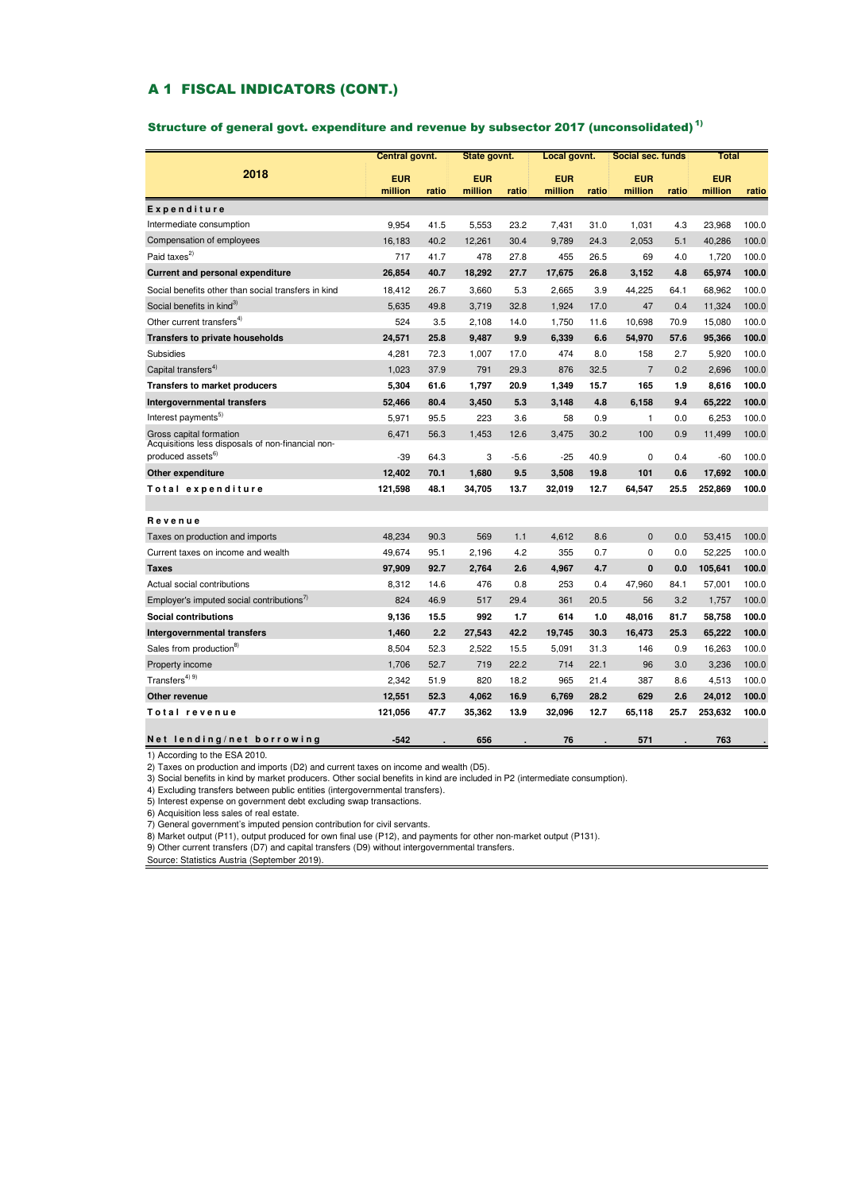## A 1 FISCAL INDICATORS (CONT.)

### Structure of general govt. expenditure and revenue by subsector 2017 (unconsolidated)[1)]

| 2018 | Central govnt. | | State govnt. | | Local govnt. | | Social sec. funds | | Total | |
|---|---|---|---|---|---|---|---|---|---|---|
| | EUR million | ratio | EUR million | ratio | EUR million | ratio | EUR million | ratio | EUR million | ratio |
| **Expenditure** | | | | | | | | | | |
| Intermediate consumption | 9,954 | 41.5 | 5,553 | 23.2 | 7,431 | 31.0 | 1,031 | 4.3 | 23,968 | 100.0 |
| Compensation of employees | 16,183 | 40.2 | 12,261 | 30.4 | 9,789 | 24.3 | 2,053 | 5.1 | 40,286 | 100.0 |
| Paid taxes[2)] | 717 | 41.7 | 478 | 27.8 | 455 | 26.5 | 69 | 4.0 | 1,720 | 100.0 |
| **Current and personal expenditure** | **26,854** | **40.7** | **18,292** | **27.7** | **17,675** | **26.8** | **3,152** | **4.8** | **65,974** | **100.0** |
| Social benefits other than social transfers in kind | 18,412 | 26.7 | 3,660 | 5.3 | 2,665 | 3.9 | 44,225 | 64.1 | 68,962 | 100.0 |
| Social benefits in kind[3)] | 5,635 | 49.8 | 3,719 | 32.8 | 1,924 | 17.0 | 47 | 0.4 | 11,324 | 100.0 |
| Other current transfers[4)] | 524 | 3.5 | 2,108 | 14.0 | 1,750 | 11.6 | 10,698 | 70.9 | 15,080 | 100.0 |
| **Transfers to private households** | **24,571** | **25.8** | **9,487** | **9.9** | **6,339** | **6.6** | **54,970** | **57.6** | **95,366** | **100.0** |
| Subsidies | 4,281 | 72.3 | 1,007 | 17.0 | 474 | 8.0 | 158 | 2.7 | 5,920 | 100.0 |
| Capital transfers[4)] | 1,023 | 37.9 | 791 | 29.3 | 876 | 32.5 | 7 | 0.2 | 2,696 | 100.0 |
| **Transfers to market producers** | **5,304** | **61.6** | **1,797** | **20.9** | **1,349** | **15.7** | **165** | **1.9** | **8,616** | **100.0** |
| **Intergovernmental transfers** | **52,466** | **80.4** | **3,450** | **5.3** | **3,148** | **4.8** | **6,158** | **9.4** | **65,222** | **100.0** |
| Interest payments[5)] | 5,971 | 95.5 | 223 | 3.6 | 58 | 0.9 | 1 | 0.0 | 6,253 | 100.0 |
| Gross capital formation | 6,471 | 56.3 | 1,453 | 12.6 | 3,475 | 30.2 | 100 | 0.9 | 11,499 | 100.0 |
| Acquisitions less disposals of non-financial non-produced assets[6)] | -39 | 64.3 | 3 | -5.6 | -25 | 40.9 | 0 | 0.4 | -60 | 100.0 |
| **Other expenditure** | **12,402** | **70.1** | **1,680** | **9.5** | **3,508** | **19.8** | **101** | **0.6** | **17,692** | **100.0** |
| **Total expenditure** | **121,598** | **48.1** | **34,705** | **13.7** | **32,019** | **12.7** | **64,547** | **25.5** | **252,869** | **100.0** |
| **Revenue** | | | | | | | | | | |
| Taxes on production and imports | 48,234 | 90.3 | 569 | 1.1 | 4,612 | 8.6 | 0 | 0.0 | 53,415 | 100.0 |
| Current taxes on income and wealth | 49,674 | 95.1 | 2,196 | 4.2 | 355 | 0.7 | 0 | 0.0 | 52,225 | 100.0 |
| **Taxes** | **97,909** | **92.7** | **2,764** | **2.6** | **4,967** | **4.7** | **0** | **0.0** | **105,641** | **100.0** |
| Actual social contributions | 8,312 | 14.6 | 476 | 0.8 | 253 | 0.4 | 47,960 | 84.1 | 57,001 | 100.0 |
| Employer's imputed social contributions[7)] | 824 | 46.9 | 517 | 29.4 | 361 | 20.5 | 56 | 3.2 | 1,757 | 100.0 |
| **Social contributions** | **9,136** | **15.5** | **992** | **1.7** | **614** | **1.0** | **48,016** | **81.7** | **58,758** | **100.0** |
| **Intergovernmental transfers** | **1,460** | **2.2** | **27,543** | **42.2** | **19,745** | **30.3** | **16,473** | **25.3** | **65,222** | **100.0** |
| Sales from production[8)] | 8,504 | 52.3 | 2,522 | 15.5 | 5,091 | 31.3 | 146 | 0.9 | 16,263 | 100.0 |
| Property income | 1,706 | 52.7 | 719 | 22.2 | 714 | 22.1 | 96 | 3.0 | 3,236 | 100.0 |
| Transfers[4) 9)] | 2,342 | 51.9 | 820 | 18.2 | 965 | 21.4 | 387 | 8.6 | 4,513 | 100.0 |
| **Other revenue** | **12,551** | **52.3** | **4,062** | **16.9** | **6,769** | **28.2** | **629** | **2.6** | **24,012** | **100.0** |
| **Total revenue** | **121,056** | **47.7** | **35,362** | **13.9** | **32,096** | **12.7** | **65,118** | **25.7** | **253,632** | **100.0** |
| **Net lending/net borrowing** | **-542** | **.** | **656** | **.** | **76** | **.** | **571** | **.** | **763** | **.** |

1) According to the ESA 2010.
2) Taxes on production and imports (D2) and current taxes on income and wealth (D5).
3) Social benefits in kind by market producers. Other social benefits in kind are included in P2 (intermediate consumption).
4) Excluding transfers between public entities (intergovernmental transfers).
5) Interest expense on government debt excluding swap transactions.
6) Acquisition less sales of real estate.
7) General government's imputed pension contribution for civil servants.
8) Market output (P11), output produced for own final use (P12), and payments for other non-market output (P131).
9) Other current transfers (D7) and capital transfers (D9) without intergovernmental transfers.
Source: Statistics Austria (September 2019).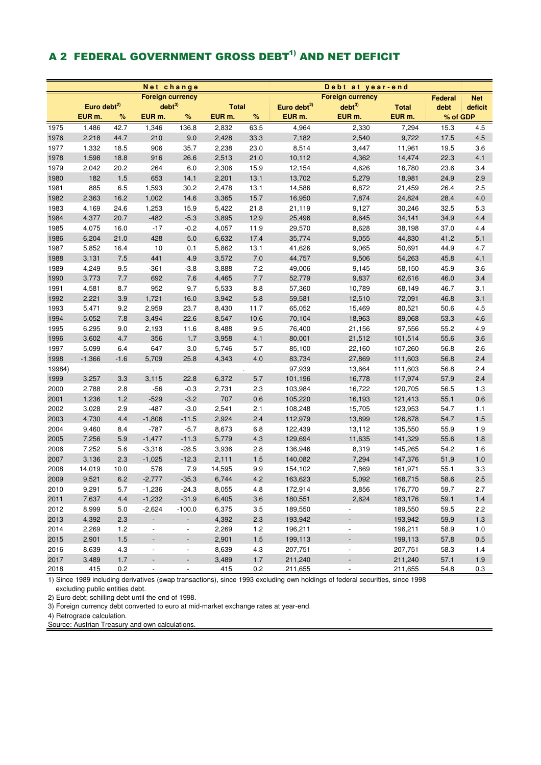## A 2 FEDERAL GOVERNMENT GROSS DEBT[1)] AND NET DEFICIT

| | Net change | | | | | | Debt at year-end | | | | |
|---|---|---|---|---|---|---|---|---|---|---|---|
| | Euro debt[2)] | | Foreign currency debt[3)] | | Total | | Euro debt[2)] | Foreign currency debt[3)] | Total | Federal debt | Net deficit |
| | EUR m. | % | EUR m. | % | EUR m. | % | EUR m. | EUR m. | EUR m. | % of GDP | |
| 1975 | 1,486 | 42.7 | 1,346 | 136.8 | 2,832 | 63.5 | 4,964 | 2,330 | 7,294 | 15.3 | 4.5 |
| 1976 | 2,218 | 44.7 | 210 | 9.0 | 2,428 | 33.3 | 7,182 | 2,540 | 9,722 | 17.5 | 4.5 |
| 1977 | 1,332 | 18.5 | 906 | 35.7 | 2,238 | 23.0 | 8,514 | 3,447 | 11,961 | 19.5 | 3.6 |
| 1978 | 1,598 | 18.8 | 916 | 26.6 | 2,513 | 21.0 | 10,112 | 4,362 | 14,474 | 22.3 | 4.1 |
| 1979 | 2,042 | 20.2 | 264 | 6.0 | 2,306 | 15.9 | 12,154 | 4,626 | 16,780 | 23.6 | 3.4 |
| 1980 | 182 | 1.5 | 653 | 14.1 | 2,201 | 13.1 | 13,702 | 5,279 | 18,981 | 24.9 | 2.9 |
| 1981 | 885 | 6.5 | 1,593 | 30.2 | 2,478 | 13.1 | 14,586 | 6,872 | 21,459 | 26.4 | 2.5 |
| 1982 | 2,363 | 16.2 | 1,002 | 14.6 | 3,365 | 15.7 | 16,950 | 7,874 | 24,824 | 28.4 | 4.0 |
| 1983 | 4,169 | 24.6 | 1,253 | 15.9 | 5,422 | 21.8 | 21,119 | 9,127 | 30,246 | 32.5 | 5.3 |
| 1984 | 4,377 | 20.7 | -482 | -5.3 | 3,895 | 12.9 | 25,496 | 8,645 | 34,141 | 34.9 | 4.4 |
| 1985 | 4,075 | 16.0 | -17 | -0.2 | 4,057 | 11.9 | 29,570 | 8,628 | 38,198 | 37.0 | 4.4 |
| 1986 | 6,204 | 21.0 | 428 | 5.0 | 6,632 | 17.4 | 35,774 | 9,055 | 44,830 | 41.2 | 5.1 |
| 1987 | 5,852 | 16.4 | 10 | 0.1 | 5,862 | 13.1 | 41,626 | 9,065 | 50,691 | 44.9 | 4.7 |
| 1988 | 3,131 | 7.5 | 441 | 4.9 | 3,572 | 7.0 | 44,757 | 9,506 | 54,263 | 45.8 | 4.1 |
| 1989 | 4,249 | 9.5 | -361 | -3.8 | 3,888 | 7.2 | 49,006 | 9,145 | 58,150 | 45.9 | 3.6 |
| 1990 | 3,773 | 7.7 | 692 | 7.6 | 4,465 | 7.7 | 52,779 | 9,837 | 62,616 | 46.0 | 3.4 |
| 1991 | 4,581 | 8.7 | 952 | 9.7 | 5,533 | 8.8 | 57,360 | 10,789 | 68,149 | 46.7 | 3.1 |
| 1992 | 2,221 | 3.9 | 1,721 | 16.0 | 3,942 | 5.8 | 59,581 | 12,510 | 72,091 | 46.8 | 3.1 |
| 1993 | 5,471 | 9.2 | 2,959 | 23.7 | 8,430 | 11.7 | 65,052 | 15,469 | 80,521 | 50.6 | 4.5 |
| 1994 | 5,052 | 7.8 | 3,494 | 22.6 | 8,547 | 10.6 | 70,104 | 18,963 | 89,068 | 53.3 | 4.6 |
| 1995 | 6,295 | 9.0 | 2,193 | 11.6 | 8,488 | 9.5 | 76,400 | 21,156 | 97,556 | 55.2 | 4.9 |
| 1996 | 3,602 | 4.7 | 356 | 1.7 | 3,958 | 4.1 | 80,001 | 21,512 | 101,514 | 55.6 | 3.6 |
| 1997 | 5,099 | 6.4 | 647 | 3.0 | 5,746 | 5.7 | 85,100 | 22,160 | 107,260 | 56.8 | 2.6 |
| 1998 | -1,366 | -1.6 | 5,709 | 25.8 | 4,343 | 4.0 | 83,734 | 27,869 | 111,603 | 56.8 | 2.4 |
| 1998[4)] | . | . | . | . | . | . | 97,939 | 13,664 | 111,603 | 56.8 | 2.4 |
| 1999 | 3,257 | 3.3 | 3,115 | 22.8 | 6,372 | 5.7 | 101,196 | 16,778 | 117,974 | 57.9 | 2.4 |
| 2000 | 2,788 | 2.8 | -56 | -0.3 | 2,731 | 2.3 | 103,984 | 16,722 | 120,705 | 56.5 | 1.3 |
| 2001 | 1,236 | 1.2 | -529 | -3.2 | 707 | 0.6 | 105,220 | 16,193 | 121,413 | 55.1 | 0.6 |
| 2002 | 3,028 | 2.9 | -487 | -3.0 | 2,541 | 2.1 | 108,248 | 15,705 | 123,953 | 54.7 | 1.1 |
| 2003 | 4,730 | 4.4 | -1,806 | -11.5 | 2,924 | 2.4 | 112,979 | 13,899 | 126,878 | 54.7 | 1.5 |
| 2004 | 9,460 | 8.4 | -787 | -5.7 | 8,673 | 6.8 | 122,439 | 13,112 | 135,550 | 55.9 | 1.9 |
| 2005 | 7,256 | 5.9 | -1,477 | -11.3 | 5,779 | 4.3 | 129,694 | 11,635 | 141,329 | 55.6 | 1.8 |
| 2006 | 7,252 | 5.6 | -3,316 | -28.5 | 3,936 | 2.8 | 136,946 | 8,319 | 145,265 | 54.2 | 1.6 |
| 2007 | 3,136 | 2.3 | -1,025 | -12.3 | 2,111 | 1.5 | 140,082 | 7,294 | 147,376 | 51.9 | 1.0 |
| 2008 | 14,019 | 10.0 | 576 | 7.9 | 14,595 | 9.9 | 154,102 | 7,869 | 161,971 | 55.1 | 3.3 |
| 2009 | 9,521 | 6.2 | -2,777 | -35.3 | 6,744 | 4.2 | 163,623 | 5,092 | 168,715 | 58.6 | 2.5 |
| 2010 | 9,291 | 5.7 | -1,236 | -24.3 | 8,055 | 4.8 | 172,914 | 3,856 | 176,770 | 59.7 | 2.7 |
| 2011 | 7,637 | 4.4 | -1,232 | -31.9 | 6,405 | 3.6 | 180,551 | 2,624 | 183,176 | 59.1 | 1.4 |
| 2012 | 8,999 | 5.0 | -2,624 | -100.0 | 6,375 | 3.5 | 189,550 | - | 189,550 | 59.5 | 2.2 |
| 2013 | 4,392 | 2.3 | - | - | 4,392 | 2.3 | 193,942 | - | 193,942 | 59.9 | 1.3 |
| 2014 | 2,269 | 1.2 | - | - | 2,269 | 1.2 | 196,211 | - | 196,211 | 58.9 | 1.0 |
| 2015 | 2,901 | 1.5 | - | - | 2,901 | 1.5 | 199,113 | - | 199,113 | 57.8 | 0.5 |
| 2016 | 8,639 | 4.3 | - | - | 8,639 | 4.3 | 207,751 | - | 207,751 | 58.3 | 1.4 |
| 2017 | 3,489 | 1.7 | - | - | 3,489 | 1.7 | 211,240 | - | 211,240 | 57.1 | 1.9 |
| 2018 | 415 | 0.2 | - | - | 415 | 0.2 | 211,655 | - | 211,655 | 54.8 | 0.3 |

1) Since 1989 including derivatives (swap transactions), since 1993 excluding own holdings of federal securities, since 1998 excluding public entities debt.

2) Euro debt; schilling debt until the end of 1998.

3) Foreign currency debt converted to euro at mid-market exchange rates at year-end.

4) Retrograde calculation.

Source: Austrian Treasury and own calculations.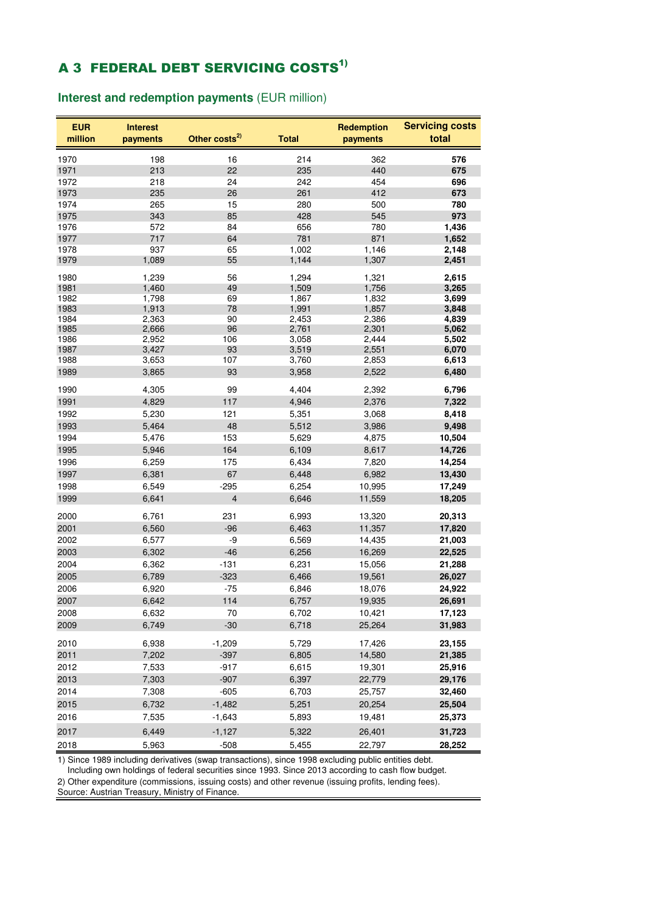# A 3 FEDERAL DEBT SERVICING COSTS[1)]

## Interest and redemption payments (EUR million)

| EUR million | Interest payments | Other costs[2)] | Total | Redemption payments | Servicing costs total |
|---|---|---|---|---|---|
| 1970 | 198 | 16 | 214 | 362 | **576** |
| 1971 | 213 | 22 | 235 | 440 | **675** |
| 1972 | 218 | 24 | 242 | 454 | **696** |
| 1973 | 235 | 26 | 261 | 412 | **673** |
| 1974 | 265 | 15 | 280 | 500 | **780** |
| 1975 | 343 | 85 | 428 | 545 | **973** |
| 1976 | 572 | 84 | 656 | 780 | **1,436** |
| 1977 | 717 | 64 | 781 | 871 | **1,652** |
| 1978 | 937 | 65 | 1,002 | 1,146 | **2,148** |
| 1979 | 1,089 | 55 | 1,144 | 1,307 | **2,451** |
| 1980 | 1,239 | 56 | 1,294 | 1,321 | **2,615** |
| 1981 | 1,460 | 49 | 1,509 | 1,756 | **3,265** |
| 1982 | 1,798 | 69 | 1,867 | 1,832 | **3,699** |
| 1983 | 1,913 | 78 | 1,991 | 1,857 | **3,848** |
| 1984 | 2,363 | 90 | 2,453 | 2,386 | **4,839** |
| 1985 | 2,666 | 96 | 2,761 | 2,301 | **5,062** |
| 1986 | 2,952 | 106 | 3,058 | 2,444 | **5,502** |
| 1987 | 3,427 | 93 | 3,519 | 2,551 | **6,070** |
| 1988 | 3,653 | 107 | 3,760 | 2,853 | **6,613** |
| 1989 | 3,865 | 93 | 3,958 | 2,522 | **6,480** |
| 1990 | 4,305 | 99 | 4,404 | 2,392 | **6,796** |
| 1991 | 4,829 | 117 | 4,946 | 2,376 | **7,322** |
| 1992 | 5,230 | 121 | 5,351 | 3,068 | **8,418** |
| 1993 | 5,464 | 48 | 5,512 | 3,986 | **9,498** |
| 1994 | 5,476 | 153 | 5,629 | 4,875 | **10,504** |
| 1995 | 5,946 | 164 | 6,109 | 8,617 | **14,726** |
| 1996 | 6,259 | 175 | 6,434 | 7,820 | **14,254** |
| 1997 | 6,381 | 67 | 6,448 | 6,982 | **13,430** |
| 1998 | 6,549 | -295 | 6,254 | 10,995 | **17,249** |
| 1999 | 6,641 | 4 | 6,646 | 11,559 | **18,205** |
| 2000 | 6,761 | 231 | 6,993 | 13,320 | **20,313** |
| 2001 | 6,560 | -96 | 6,463 | 11,357 | **17,820** |
| 2002 | 6,577 | -9 | 6,569 | 14,435 | **21,003** |
| 2003 | 6,302 | -46 | 6,256 | 16,269 | **22,525** |
| 2004 | 6,362 | -131 | 6,231 | 15,056 | **21,288** |
| 2005 | 6,789 | -323 | 6,466 | 19,561 | **26,027** |
| 2006 | 6,920 | -75 | 6,846 | 18,076 | **24,922** |
| 2007 | 6,642 | 114 | 6,757 | 19,935 | **26,691** |
| 2008 | 6,632 | 70 | 6,702 | 10,421 | **17,123** |
| 2009 | 6,749 | -30 | 6,718 | 25,264 | **31,983** |
| 2010 | 6,938 | -1,209 | 5,729 | 17,426 | **23,155** |
| 2011 | 7,202 | -397 | 6,805 | 14,580 | **21,385** |
| 2012 | 7,533 | -917 | 6,615 | 19,301 | **25,916** |
| 2013 | 7,303 | -907 | 6,397 | 22,779 | **29,176** |
| 2014 | 7,308 | -605 | 6,703 | 25,757 | **32,460** |
| 2015 | 6,732 | -1,482 | 5,251 | 20,254 | **25,504** |
| 2016 | 7,535 | -1,643 | 5,893 | 19,481 | **25,373** |
| 2017 | 6,449 | -1,127 | 5,322 | 26,401 | **31,723** |
| 2018 | 5,963 | -508 | 5,455 | 22,797 | **28,252** |

1) Since 1989 including derivatives (swap transactions), since 1998 excluding public entities debt. Including own holdings of federal securities since 1993. Since 2013 according to cash flow budget.
2) Other expenditure (commissions, issuing costs) and other revenue (issuing profits, lending fees).
Source: Austrian Treasury, Ministry of Finance.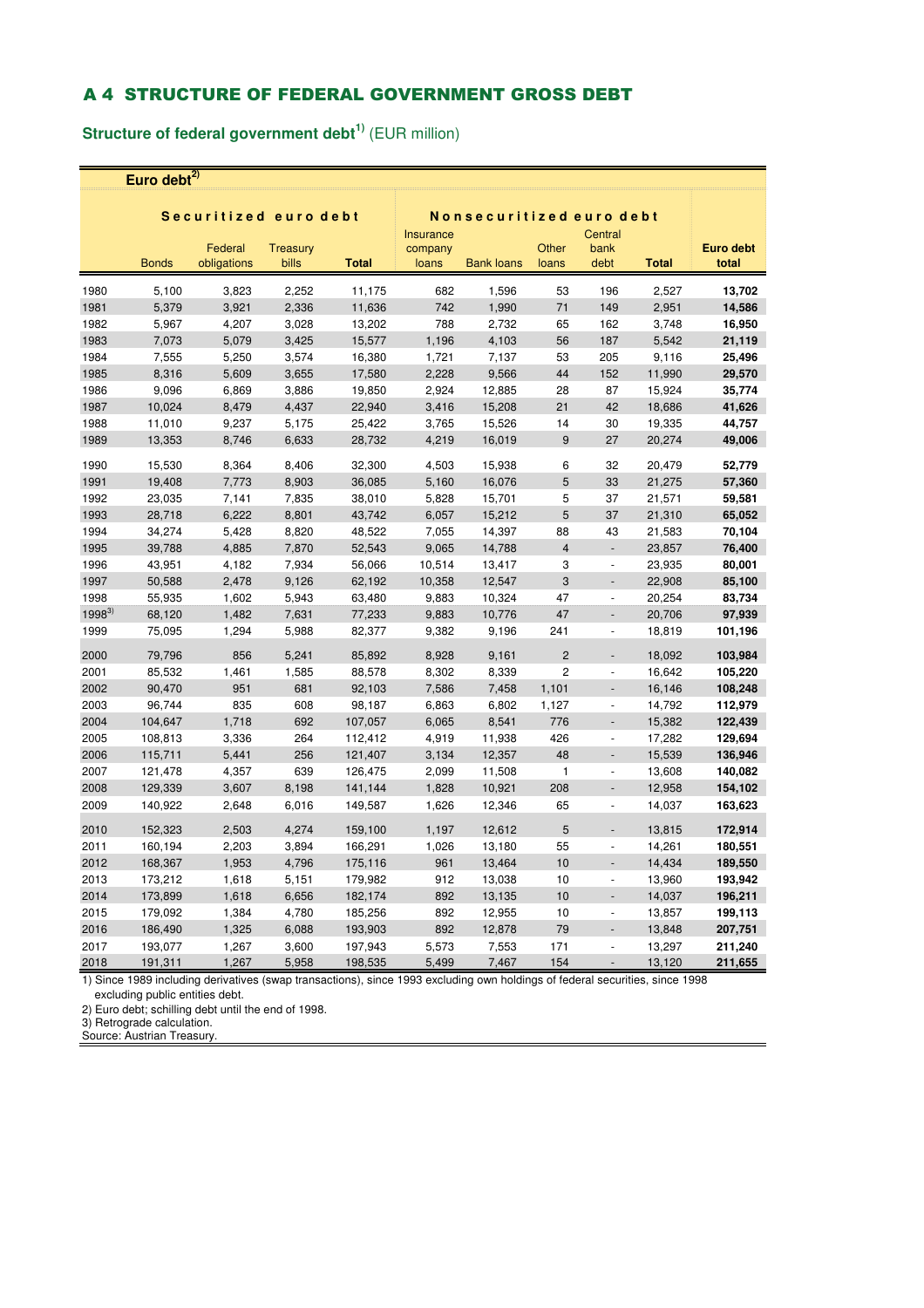# A 4 STRUCTURE OF FEDERAL GOVERNMENT GROSS DEBT

**Structure of federal government debt**[1] (EUR million)

| | Euro debt[2] | | | | | | | | | |
|---|---|---|---|---|---|---|---|---|---|---|
| | Securitized euro debt | | | | Nonsecuritized euro debt | | | | | |
| | Bonds | Federal obligations | Treasury bills | Total | Insurance company loans | Bank loans | Other loans | Central bank debt | Total | Euro debt total |
| 1980 | 5,100 | 3,823 | 2,252 | 11,175 | 682 | 1,596 | 53 | 196 | 2,527 | **13,702** |
| 1981 | 5,379 | 3,921 | 2,336 | 11,636 | 742 | 1,990 | 71 | 149 | 2,951 | **14,586** |
| 1982 | 5,967 | 4,207 | 3,028 | 13,202 | 788 | 2,732 | 65 | 162 | 3,748 | **16,950** |
| 1983 | 7,073 | 5,079 | 3,425 | 15,577 | 1,196 | 4,103 | 56 | 187 | 5,542 | **21,119** |
| 1984 | 7,555 | 5,250 | 3,574 | 16,380 | 1,721 | 7,137 | 53 | 205 | 9,116 | **25,496** |
| 1985 | 8,316 | 5,609 | 3,655 | 17,580 | 2,228 | 9,566 | 44 | 152 | 11,990 | **29,570** |
| 1986 | 9,096 | 6,869 | 3,886 | 19,850 | 2,924 | 12,885 | 28 | 87 | 15,924 | **35,774** |
| 1987 | 10,024 | 8,479 | 4,437 | 22,940 | 3,416 | 15,208 | 21 | 42 | 18,686 | **41,626** |
| 1988 | 11,010 | 9,237 | 5,175 | 25,422 | 3,765 | 15,526 | 14 | 30 | 19,335 | **44,757** |
| 1989 | 13,353 | 8,746 | 6,633 | 28,732 | 4,219 | 16,019 | 9 | 27 | 20,274 | **49,006** |
| 1990 | 15,530 | 8,364 | 8,406 | 32,300 | 4,503 | 15,938 | 6 | 32 | 20,479 | **52,779** |
| 1991 | 19,408 | 7,773 | 8,903 | 36,085 | 5,160 | 16,076 | 5 | 33 | 21,275 | **57,360** |
| 1992 | 23,035 | 7,141 | 7,835 | 38,010 | 5,828 | 15,701 | 5 | 37 | 21,571 | **59,581** |
| 1993 | 28,718 | 6,222 | 8,801 | 43,742 | 6,057 | 15,212 | 5 | 37 | 21,310 | **65,052** |
| 1994 | 34,274 | 5,428 | 8,820 | 48,522 | 7,055 | 14,397 | 88 | 43 | 21,583 | **70,104** |
| 1995 | 39,788 | 4,885 | 7,870 | 52,543 | 9,065 | 14,788 | 4 | - | 23,857 | **76,400** |
| 1996 | 43,951 | 4,182 | 7,934 | 56,066 | 10,514 | 13,417 | 3 | - | 23,935 | **80,001** |
| 1997 | 50,588 | 2,478 | 9,126 | 62,192 | 10,358 | 12,547 | 3 | - | 22,908 | **85,100** |
| 1998 | 55,935 | 1,602 | 5,943 | 63,480 | 9,883 | 10,324 | 47 | - | 20,254 | **83,734** |
| 1998[3] | 68,120 | 1,482 | 7,631 | 77,233 | 9,883 | 10,776 | 47 | - | 20,706 | **97,939** |
| 1999 | 75,095 | 1,294 | 5,988 | 82,377 | 9,382 | 9,196 | 241 | - | 18,819 | **101,196** |
| 2000 | 79,796 | 856 | 5,241 | 85,892 | 8,928 | 9,161 | 2 | - | 18,092 | **103,984** |
| 2001 | 85,532 | 1,461 | 1,585 | 88,578 | 8,302 | 8,339 | 2 | - | 16,642 | **105,220** |
| 2002 | 90,470 | 951 | 681 | 92,103 | 7,586 | 7,458 | 1,101 | - | 16,146 | **108,248** |
| 2003 | 96,744 | 835 | 608 | 98,187 | 6,863 | 6,802 | 1,127 | - | 14,792 | **112,979** |
| 2004 | 104,647 | 1,718 | 692 | 107,057 | 6,065 | 8,541 | 776 | - | 15,382 | **122,439** |
| 2005 | 108,813 | 3,336 | 264 | 112,412 | 4,919 | 11,938 | 426 | - | 17,282 | **129,694** |
| 2006 | 115,711 | 5,441 | 256 | 121,407 | 3,134 | 12,357 | 48 | - | 15,539 | **136,946** |
| 2007 | 121,478 | 4,357 | 639 | 126,475 | 2,099 | 11,508 | 1 | - | 13,608 | **140,082** |
| 2008 | 129,339 | 3,607 | 8,198 | 141,144 | 1,828 | 10,921 | 208 | - | 12,958 | **154,102** |
| 2009 | 140,922 | 2,648 | 6,016 | 149,587 | 1,626 | 12,346 | 65 | - | 14,037 | **163,623** |
| 2010 | 152,323 | 2,503 | 4,274 | 159,100 | 1,197 | 12,612 | 5 | - | 13,815 | **172,914** |
| 2011 | 160,194 | 2,203 | 3,894 | 166,291 | 1,026 | 13,180 | 55 | - | 14,261 | **180,551** |
| 2012 | 168,367 | 1,953 | 4,796 | 175,116 | 961 | 13,464 | 10 | - | 14,434 | **189,550** |
| 2013 | 173,212 | 1,618 | 5,151 | 179,982 | 912 | 13,038 | 10 | - | 13,960 | **193,942** |
| 2014 | 173,899 | 1,618 | 6,656 | 182,174 | 892 | 13,135 | 10 | - | 14,037 | **196,211** |
| 2015 | 179,092 | 1,384 | 4,780 | 185,256 | 892 | 12,955 | 10 | - | 13,857 | **199,113** |
| 2016 | 186,490 | 1,325 | 6,088 | 193,903 | 892 | 12,878 | 79 | - | 13,848 | **207,751** |
| 2017 | 193,077 | 1,267 | 3,600 | 197,943 | 5,573 | 7,553 | 171 | - | 13,297 | **211,240** |
| 2018 | 191,311 | 1,267 | 5,958 | 198,535 | 5,499 | 7,467 | 154 | - | 13,120 | **211,655** |

1) Since 1989 including derivatives (swap transactions), since 1993 excluding own holdings of federal securities, since 1998 excluding public entities debt.
2) Euro debt; schilling debt until the end of 1998.
3) Retrograde calculation.
Source: Austrian Treasury.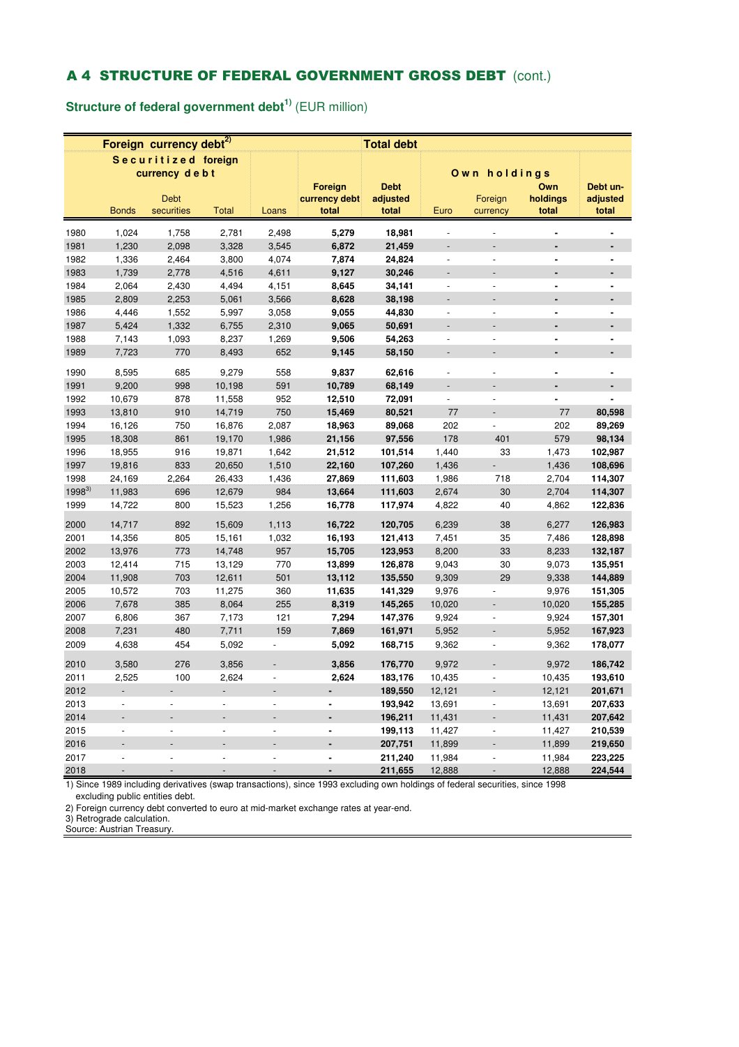## A 4 STRUCTURE OF FEDERAL GOVERNMENT GROSS DEBT (cont.)

### Structure of federal government debt[1)] (EUR million)

| | Foreign currency debt[2)] | | | | | Total debt | | | | |
|---|---|---|---|---|---|---|---|---|---|---|
| | Securitized foreign currency debt | | | | | | Own holdings | | | |
| | Bonds | Debt securities | Total | Loans | Foreign currency debt total | Debt adjusted total | Euro | Foreign currency | Own holdings total | Debt un-adjusted total |
| 1980 | 1,024 | 1,758 | 2,781 | 2,498 | **5,279** | **18,981** | - | - | - | - |
| 1981 | 1,230 | 2,098 | 3,328 | 3,545 | **6,872** | **21,459** | - | - | - | - |
| 1982 | 1,336 | 2,464 | 3,800 | 4,074 | **7,874** | **24,824** | - | - | - | - |
| 1983 | 1,739 | 2,778 | 4,516 | 4,611 | **9,127** | **30,246** | - | - | - | - |
| 1984 | 2,064 | 2,430 | 4,494 | 4,151 | **8,645** | **34,141** | - | - | - | - |
| 1985 | 2,809 | 2,253 | 5,061 | 3,566 | **8,628** | **38,198** | - | - | - | - |
| 1986 | 4,446 | 1,552 | 5,997 | 3,058 | **9,055** | **44,830** | - | - | - | - |
| 1987 | 5,424 | 1,332 | 6,755 | 2,310 | **9,065** | **50,691** | - | - | - | - |
| 1988 | 7,143 | 1,093 | 8,237 | 1,269 | **9,506** | **54,263** | - | - | - | - |
| 1989 | 7,723 | 770 | 8,493 | 652 | **9,145** | **58,150** | - | - | - | - |
| 1990 | 8,595 | 685 | 9,279 | 558 | **9,837** | **62,616** | - | - | - | - |
| 1991 | 9,200 | 998 | 10,198 | 591 | **10,789** | **68,149** | - | - | - | - |
| 1992 | 10,679 | 878 | 11,558 | 952 | **12,510** | **72,091** | - | - | - | - |
| 1993 | 13,810 | 910 | 14,719 | 750 | **15,469** | **80,521** | 77 | - | 77 | **80,598** |
| 1994 | 16,126 | 750 | 16,876 | 2,087 | **18,963** | **89,068** | 202 | - | 202 | **89,269** |
| 1995 | 18,308 | 861 | 19,170 | 1,986 | **21,156** | **97,556** | 178 | 401 | 579 | **98,134** |
| 1996 | 18,955 | 916 | 19,871 | 1,642 | **21,512** | **101,514** | 1,440 | 33 | 1,473 | **102,987** |
| 1997 | 19,816 | 833 | 20,650 | 1,510 | **22,160** | **107,260** | 1,436 | - | 1,436 | **108,696** |
| 1998 | 24,169 | 2,264 | 26,433 | 1,436 | **27,869** | **111,603** | 1,986 | 718 | 2,704 | **114,307** |
| 1998[3)] | 11,983 | 696 | 12,679 | 984 | **13,664** | **111,603** | 2,674 | 30 | 2,704 | **114,307** |
| 1999 | 14,722 | 800 | 15,523 | 1,256 | **16,778** | **117,974** | 4,822 | 40 | 4,862 | **122,836** |
| 2000 | 14,717 | 892 | 15,609 | 1,113 | **16,722** | **120,705** | 6,239 | 38 | 6,277 | **126,983** |
| 2001 | 14,356 | 805 | 15,161 | 1,032 | **16,193** | **121,413** | 7,451 | 35 | 7,486 | **128,898** |
| 2002 | 13,976 | 773 | 14,748 | 957 | **15,705** | **123,953** | 8,200 | 33 | 8,233 | **132,187** |
| 2003 | 12,414 | 715 | 13,129 | 770 | **13,899** | **126,878** | 9,043 | 30 | 9,073 | **135,951** |
| 2004 | 11,908 | 703 | 12,611 | 501 | **13,112** | **135,550** | 9,309 | 29 | 9,338 | **144,889** |
| 2005 | 10,572 | 703 | 11,275 | 360 | **11,635** | **141,329** | 9,976 | - | 9,976 | **151,305** |
| 2006 | 7,678 | 385 | 8,064 | 255 | **8,319** | **145,265** | 10,020 | - | 10,020 | **155,285** |
| 2007 | 6,806 | 367 | 7,173 | 121 | **7,294** | **147,376** | 9,924 | - | 9,924 | **157,301** |
| 2008 | 7,231 | 480 | 7,711 | 159 | **7,869** | **161,971** | 5,952 | - | 5,952 | **167,923** |
| 2009 | 4,638 | 454 | 5,092 | - | **5,092** | **168,715** | 9,362 | - | 9,362 | **178,077** |
| 2010 | 3,580 | 276 | 3,856 | - | **3,856** | **176,770** | 9,972 | - | 9,972 | **186,742** |
| 2011 | 2,525 | 100 | 2,624 | - | **2,624** | **183,176** | 10,435 | - | 10,435 | **193,610** |
| 2012 | - | - | - | - | - | **189,550** | 12,121 | - | 12,121 | **201,671** |
| 2013 | - | - | - | - | - | **193,942** | 13,691 | - | 13,691 | **207,633** |
| 2014 | - | - | - | - | - | **196,211** | 11,431 | - | 11,431 | **207,642** |
| 2015 | - | - | - | - | - | **199,113** | 11,427 | - | 11,427 | **210,539** |
| 2016 | - | - | - | - | - | **207,751** | 11,899 | - | 11,899 | **219,650** |
| 2017 | - | - | - | - | - | **211,240** | 11,984 | - | 11,984 | **223,225** |
| 2018 | - | - | - | - | - | **211,655** | 12,888 | - | 12,888 | **224,544** |

1) Since 1989 including derivatives (swap transactions), since 1993 excluding own holdings of federal securities, since 1998 excluding public entities debt.
2) Foreign currency debt converted to euro at mid-market exchange rates at year-end.
3) Retrograde calculation.
Source: Austrian Treasury.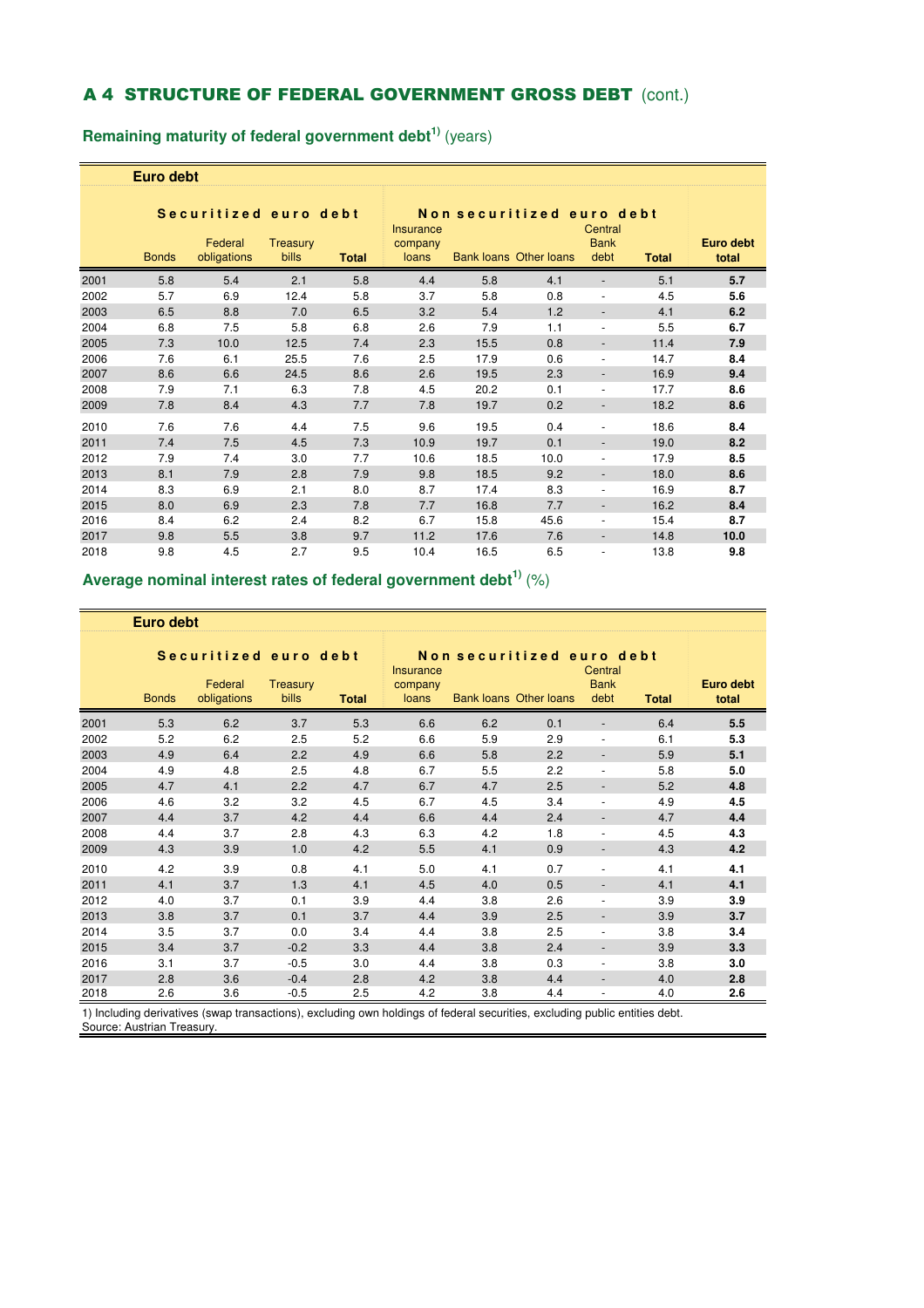## A 4 STRUCTURE OF FEDERAL GOVERNMENT GROSS DEBT (cont.)

### Remaining maturity of federal government debt[1] (years)

| | Euro debt | | | | | | | | | |
|---|---|---|---|---|---|---|---|---|---|---|
| | Securitized euro debt | | | | Non securitized euro debt | | | | | |
| | Bonds | Federal obligations | Treasury bills | Total | Insurance company loans | Bank loans | Other loans | Central Bank debt | Total | **Euro debt total** |
| 2001 | 5.8 | 5.4 | 2.1 | 5.8 | 4.4 | 5.8 | 4.1 | - | 5.1 | **5.7** |
| 2002 | 5.7 | 6.9 | 12.4 | 5.8 | 3.7 | 5.8 | 0.8 | - | 4.5 | **5.6** |
| 2003 | 6.5 | 8.8 | 7.0 | 6.5 | 3.2 | 5.4 | 1.2 | - | 4.1 | **6.2** |
| 2004 | 6.8 | 7.5 | 5.8 | 6.8 | 2.6 | 7.9 | 1.1 | - | 5.5 | **6.7** |
| 2005 | 7.3 | 10.0 | 12.5 | 7.4 | 2.3 | 15.5 | 0.8 | - | 11.4 | **7.9** |
| 2006 | 7.6 | 6.1 | 25.5 | 7.6 | 2.5 | 17.9 | 0.6 | - | 14.7 | **8.4** |
| 2007 | 8.6 | 6.6 | 24.5 | 8.6 | 2.6 | 19.5 | 2.3 | - | 16.9 | **9.4** |
| 2008 | 7.9 | 7.1 | 6.3 | 7.8 | 4.5 | 20.2 | 0.1 | - | 17.7 | **8.6** |
| 2009 | 7.8 | 8.4 | 4.3 | 7.7 | 7.8 | 19.7 | 0.2 | - | 18.2 | **8.6** |
| 2010 | 7.6 | 7.6 | 4.4 | 7.5 | 9.6 | 19.5 | 0.4 | - | 18.6 | **8.4** |
| 2011 | 7.4 | 7.5 | 4.5 | 7.3 | 10.9 | 19.7 | 0.1 | - | 19.0 | **8.2** |
| 2012 | 7.9 | 7.4 | 3.0 | 7.7 | 10.6 | 18.5 | 10.0 | - | 17.9 | **8.5** |
| 2013 | 8.1 | 7.9 | 2.8 | 7.9 | 9.8 | 18.5 | 9.2 | - | 18.0 | **8.6** |
| 2014 | 8.3 | 6.9 | 2.1 | 8.0 | 8.7 | 17.4 | 8.3 | - | 16.9 | **8.7** |
| 2015 | 8.0 | 6.9 | 2.3 | 7.8 | 7.7 | 16.8 | 7.7 | - | 16.2 | **8.4** |
| 2016 | 8.4 | 6.2 | 2.4 | 8.2 | 6.7 | 15.8 | 45.6 | - | 15.4 | **8.7** |
| 2017 | 9.8 | 5.5 | 3.8 | 9.7 | 11.2 | 17.6 | 7.6 | - | 14.8 | **10.0** |
| 2018 | 9.8 | 4.5 | 2.7 | 9.5 | 10.4 | 16.5 | 6.5 | - | 13.8 | **9.8** |

### Average nominal interest rates of federal government debt[1] (%)

| | Euro debt | | | | | | | | | |
|---|---|---|---|---|---|---|---|---|---|---|
| | Securitized euro debt | | | | Non securitized euro debt | | | | | |
| | Bonds | Federal obligations | Treasury bills | Total | Insurance company loans | Bank loans | Other loans | Central Bank debt | Total | **Euro debt total** |
| 2001 | 5.3 | 6.2 | 3.7 | 5.3 | 6.6 | 6.2 | 0.1 | - | 6.4 | **5.5** |
| 2002 | 5.2 | 6.2 | 2.5 | 5.2 | 6.6 | 5.9 | 2.9 | - | 6.1 | **5.3** |
| 2003 | 4.9 | 6.4 | 2.2 | 4.9 | 6.6 | 5.8 | 2.2 | - | 5.9 | **5.1** |
| 2004 | 4.9 | 4.8 | 2.5 | 4.8 | 6.7 | 5.5 | 2.2 | - | 5.8 | **5.0** |
| 2005 | 4.7 | 4.1 | 2.2 | 4.7 | 6.7 | 4.7 | 2.5 | - | 5.2 | **4.8** |
| 2006 | 4.6 | 3.2 | 3.2 | 4.5 | 6.7 | 4.5 | 3.4 | - | 4.9 | **4.5** |
| 2007 | 4.4 | 3.7 | 4.2 | 4.4 | 6.6 | 4.4 | 2.4 | - | 4.7 | **4.4** |
| 2008 | 4.4 | 3.7 | 2.8 | 4.3 | 6.3 | 4.2 | 1.8 | - | 4.5 | **4.3** |
| 2009 | 4.3 | 3.9 | 1.0 | 4.2 | 5.5 | 4.1 | 0.9 | - | 4.3 | **4.2** |
| 2010 | 4.2 | 3.9 | 0.8 | 4.1 | 5.0 | 4.1 | 0.7 | - | 4.1 | **4.1** |
| 2011 | 4.1 | 3.7 | 1.3 | 4.1 | 4.5 | 4.0 | 0.5 | - | 4.1 | **4.1** |
| 2012 | 4.0 | 3.7 | 0.1 | 3.9 | 4.4 | 3.8 | 2.6 | - | 3.9 | **3.9** |
| 2013 | 3.8 | 3.7 | 0.1 | 3.7 | 4.4 | 3.9 | 2.5 | - | 3.9 | **3.7** |
| 2014 | 3.5 | 3.7 | 0.0 | 3.4 | 4.4 | 3.8 | 2.5 | - | 3.8 | **3.4** |
| 2015 | 3.4 | 3.7 | -0.2 | 3.3 | 4.4 | 3.8 | 2.4 | - | 3.9 | **3.3** |
| 2016 | 3.1 | 3.7 | -0.5 | 3.0 | 4.4 | 3.8 | 0.3 | - | 3.8 | **3.0** |
| 2017 | 2.8 | 3.6 | -0.4 | 2.8 | 4.2 | 3.8 | 4.4 | - | 4.0 | **2.8** |
| 2018 | 2.6 | 3.6 | -0.5 | 2.5 | 4.2 | 3.8 | 4.4 | - | 4.0 | **2.6** |

1) Including derivatives (swap transactions), excluding own holdings of federal securities, excluding public entities debt.
Source: Austrian Treasury.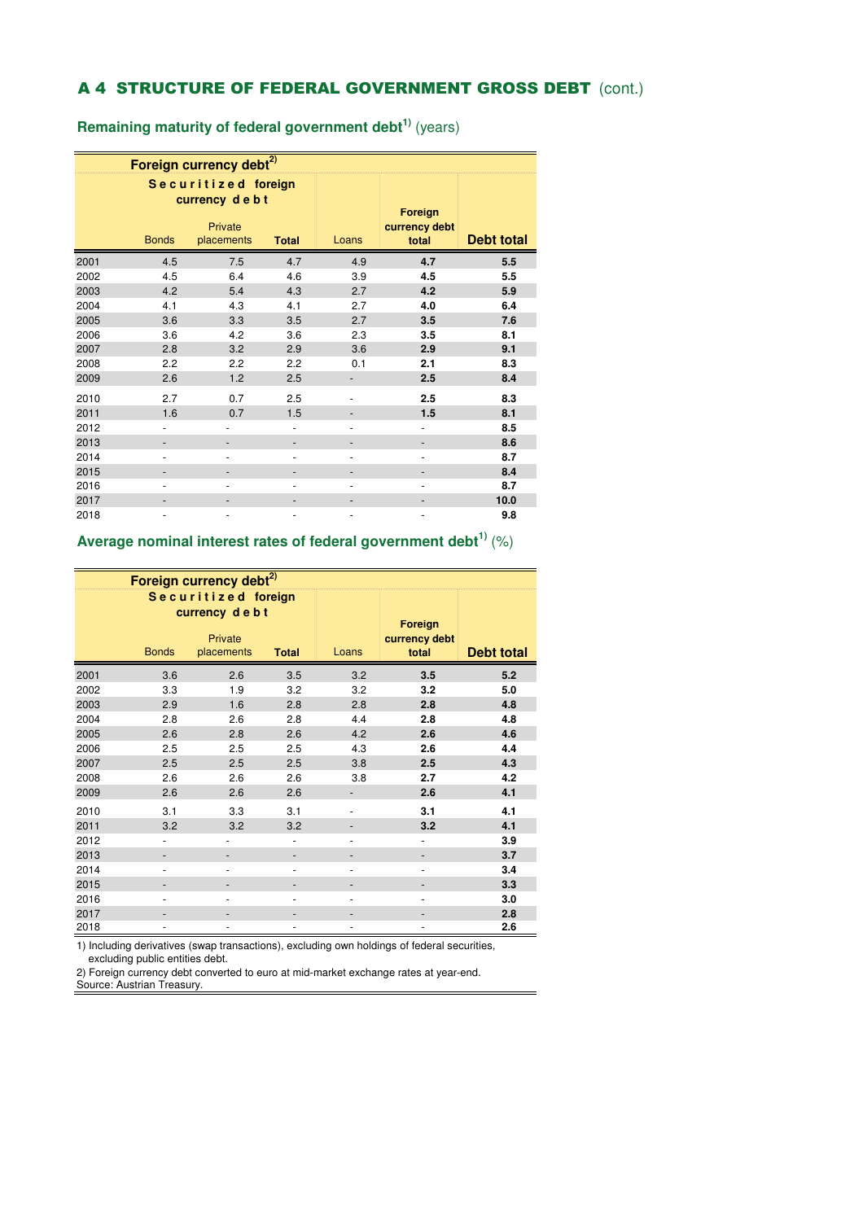## A 4 STRUCTURE OF FEDERAL GOVERNMENT GROSS DEBT (cont.)

### Remaining maturity of federal government debt[1] (years)

| | Foreign currency debt[2] | | | | | |
|---|---|---|---|---|---|---|
| | Securitized foreign currency debt | | | | | |
| | Bonds | Private placements | Total | Loans | Foreign currency debt total | Debt total |
| 2001 | 4.5 | 7.5 | 4.7 | 4.9 | **4.7** | **5.5** |
| 2002 | 4.5 | 6.4 | 4.6 | 3.9 | **4.5** | **5.5** |
| 2003 | 4.2 | 5.4 | 4.3 | 2.7 | **4.2** | **5.9** |
| 2004 | 4.1 | 4.3 | 4.1 | 2.7 | **4.0** | **6.4** |
| 2005 | 3.6 | 3.3 | 3.5 | 2.7 | **3.5** | **7.6** |
| 2006 | 3.6 | 4.2 | 3.6 | 2.3 | **3.5** | **8.1** |
| 2007 | 2.8 | 3.2 | 2.9 | 3.6 | **2.9** | **9.1** |
| 2008 | 2.2 | 2.2 | 2.2 | 0.1 | **2.1** | **8.3** |
| 2009 | 2.6 | 1.2 | 2.5 | - | **2.5** | **8.4** |
| 2010 | 2.7 | 0.7 | 2.5 | - | **2.5** | **8.3** |
| 2011 | 1.6 | 0.7 | 1.5 | - | **1.5** | **8.1** |
| 2012 | - | - | - | - | - | **8.5** |
| 2013 | - | - | - | - | - | **8.6** |
| 2014 | - | - | - | - | - | **8.7** |
| 2015 | - | - | - | - | - | **8.4** |
| 2016 | - | - | - | - | - | **8.7** |
| 2017 | - | - | - | - | - | **10.0** |
| 2018 | - | - | - | - | - | **9.8** |

### Average nominal interest rates of federal government debt[1] (%)

| | Foreign currency debt[2] | | | | | |
|---|---|---|---|---|---|---|
| | Securitized foreign currency debt | | | | | |
| | Bonds | Private placements | Total | Loans | Foreign currency debt total | Debt total |
| 2001 | 3.6 | 2.6 | 3.5 | 3.2 | **3.5** | **5.2** |
| 2002 | 3.3 | 1.9 | 3.2 | 3.2 | **3.2** | **5.0** |
| 2003 | 2.9 | 1.6 | 2.8 | 2.8 | **2.8** | **4.8** |
| 2004 | 2.8 | 2.6 | 2.8 | 4.4 | **2.8** | **4.8** |
| 2005 | 2.6 | 2.8 | 2.6 | 4.2 | **2.6** | **4.6** |
| 2006 | 2.5 | 2.5 | 2.5 | 4.3 | **2.6** | **4.4** |
| 2007 | 2.5 | 2.5 | 2.5 | 3.8 | **2.5** | **4.3** |
| 2008 | 2.6 | 2.6 | 2.6 | 3.8 | **2.7** | **4.2** |
| 2009 | 2.6 | 2.6 | 2.6 | - | **2.6** | **4.1** |
| 2010 | 3.1 | 3.3 | 3.1 | - | **3.1** | **4.1** |
| 2011 | 3.2 | 3.2 | 3.2 | - | **3.2** | **4.1** |
| 2012 | - | - | - | - | - | **3.9** |
| 2013 | - | - | - | - | - | **3.7** |
| 2014 | - | - | - | - | - | **3.4** |
| 2015 | - | - | - | - | - | **3.3** |
| 2016 | - | - | - | - | - | **3.0** |
| 2017 | - | - | - | - | - | **2.8** |
| 2018 | - | - | - | - | - | **2.6** |

1) Including derivatives (swap transactions), excluding own holdings of federal securities, excluding public entities debt.

2) Foreign currency debt converted to euro at mid-market exchange rates at year-end.

Source: Austrian Treasury.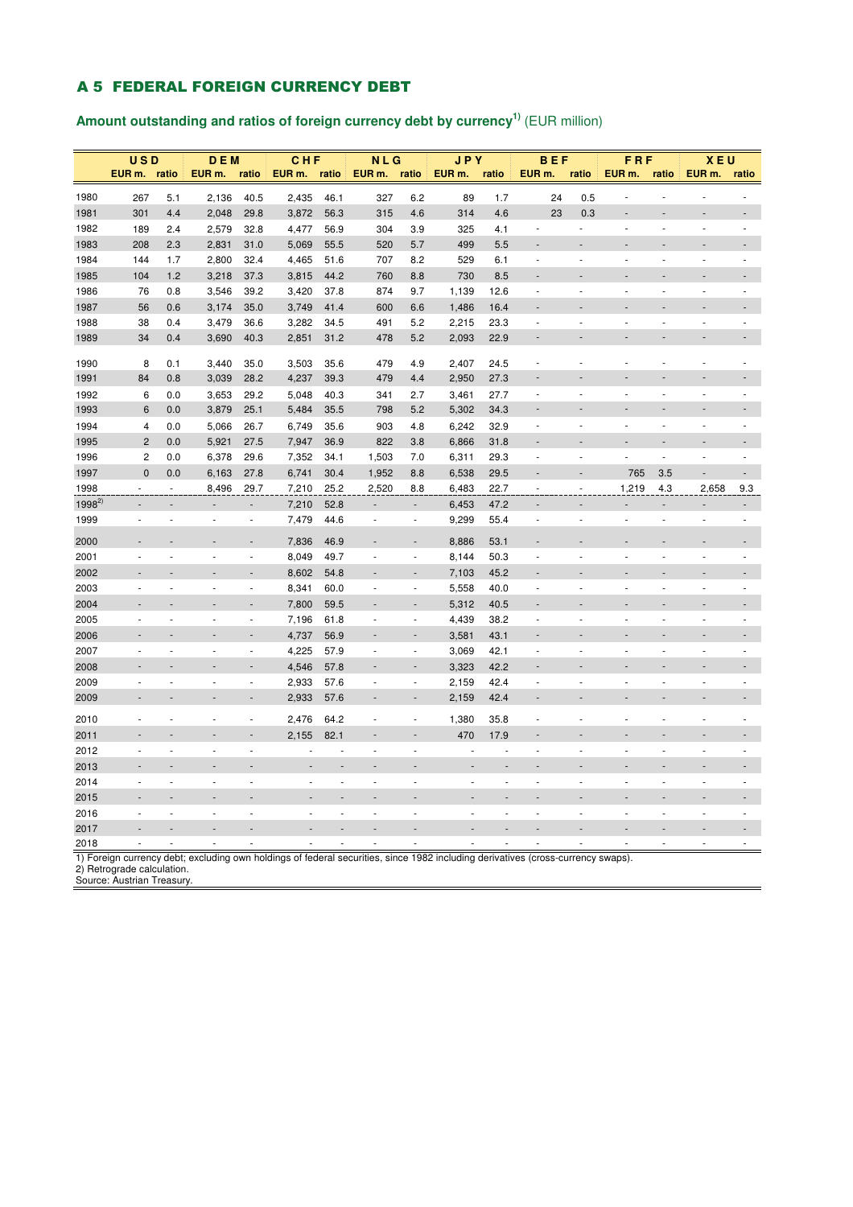## A 5 FEDERAL FOREIGN CURRENCY DEBT

**Amount outstanding and ratios of foreign currency debt by currency[1)]** (EUR million)

| | USD | | DEM | | CHF | | NLG | | JPY | | BEF | | FRF | | XEU | |
|---|---|---|---|---|---|---|---|---|---|---|---|---|---|---|---|---|
| | EUR m. | ratio | EUR m. | ratio | EUR m. | ratio | EUR m. | ratio | EUR m. | ratio | EUR m. | ratio | EUR m. | ratio | EUR m. | ratio |
| 1980 | 267 | 5.1 | 2,136 | 40.5 | 2,435 | 46.1 | 327 | 6.2 | 89 | 1.7 | 24 | 0.5 | - | - | - | - |
| 1981 | 301 | 4.4 | 2,048 | 29.8 | 3,872 | 56.3 | 315 | 4.6 | 314 | 4.6 | 23 | 0.3 | - | - | - | - |
| 1982 | 189 | 2.4 | 2,579 | 32.8 | 4,477 | 56.9 | 304 | 3.9 | 325 | 4.1 | - | - | - | - | - | - |
| 1983 | 208 | 2.3 | 2,831 | 31.0 | 5,069 | 55.5 | 520 | 5.7 | 499 | 5.5 | - | - | - | - | - | - |
| 1984 | 144 | 1.7 | 2,800 | 32.4 | 4,465 | 51.6 | 707 | 8.2 | 529 | 6.1 | - | - | - | - | - | - |
| 1985 | 104 | 1.2 | 3,218 | 37.3 | 3,815 | 44.2 | 760 | 8.8 | 730 | 8.5 | - | - | - | - | - | - |
| 1986 | 76 | 0.8 | 3,546 | 39.2 | 3,420 | 37.8 | 874 | 9.7 | 1,139 | 12.6 | - | - | - | - | - | - |
| 1987 | 56 | 0.6 | 3,174 | 35.0 | 3,749 | 41.4 | 600 | 6.6 | 1,486 | 16.4 | - | - | - | - | - | - |
| 1988 | 38 | 0.4 | 3,479 | 36.6 | 3,282 | 34.5 | 491 | 5.2 | 2,215 | 23.3 | - | - | - | - | - | - |
| 1989 | 34 | 0.4 | 3,690 | 40.3 | 2,851 | 31.2 | 478 | 5.2 | 2,093 | 22.9 | - | - | - | - | - | - |
| 1990 | 8 | 0.1 | 3,440 | 35.0 | 3,503 | 35.6 | 479 | 4.9 | 2,407 | 24.5 | - | - | - | - | - | - |
| 1991 | 84 | 0.8 | 3,039 | 28.2 | 4,237 | 39.3 | 479 | 4.4 | 2,950 | 27.3 | - | - | - | - | - | - |
| 1992 | 6 | 0.0 | 3,653 | 29.2 | 5,048 | 40.3 | 341 | 2.7 | 3,461 | 27.7 | - | - | - | - | - | - |
| 1993 | 6 | 0.0 | 3,879 | 25.1 | 5,484 | 35.5 | 798 | 5.2 | 5,302 | 34.3 | - | - | - | - | - | - |
| 1994 | 4 | 0.0 | 5,066 | 26.7 | 6,749 | 35.6 | 903 | 4.8 | 6,242 | 32.9 | - | - | - | - | - | - |
| 1995 | 2 | 0.0 | 5,921 | 27.5 | 7,947 | 36.9 | 822 | 3.8 | 6,866 | 31.8 | - | - | - | - | - | - |
| 1996 | 2 | 0.0 | 6,378 | 29.6 | 7,352 | 34.1 | 1,503 | 7.0 | 6,311 | 29.3 | - | - | - | - | - | - |
| 1997 | 0 | 0.0 | 6,163 | 27.8 | 6,741 | 30.4 | 1,952 | 8.8 | 6,538 | 29.5 | - | - | 765 | 3.5 | - | - |
| 1998 | - | - | 8,496 | 29.7 | 7,210 | 25.2 | 2,520 | 8.8 | 6,483 | 22.7 | - | - | 1,219 | 4.3 | 2,658 | 9.3 |
| 1998[2)] | - | - | - | - | 7,210 | 52.8 | - | - | 6,453 | 47.2 | - | - | - | - | - | - |
| 1999 | - | - | - | - | 7,479 | 44.6 | - | - | 9,299 | 55.4 | - | - | - | - | - | - |
| 2000 | - | - | - | - | 7,836 | 46.9 | - | - | 8,886 | 53.1 | - | - | - | - | - | - |
| 2001 | - | - | - | - | 8,049 | 49.7 | - | - | 8,144 | 50.3 | - | - | - | - | - | - |
| 2002 | - | - | - | - | 8,602 | 54.8 | - | - | 7,103 | 45.2 | - | - | - | - | - | - |
| 2003 | - | - | - | - | 8,341 | 60.0 | - | - | 5,558 | 40.0 | - | - | - | - | - | - |
| 2004 | - | - | - | - | 7,800 | 59.5 | - | - | 5,312 | 40.5 | - | - | - | - | - | - |
| 2005 | - | - | - | - | 7,196 | 61.8 | - | - | 4,439 | 38.2 | - | - | - | - | - | - |
| 2006 | - | - | - | - | 4,737 | 56.9 | - | - | 3,581 | 43.1 | - | - | - | - | - | - |
| 2007 | - | - | - | - | 4,225 | 57.9 | - | - | 3,069 | 42.1 | - | - | - | - | - | - |
| 2008 | - | - | - | - | 4,546 | 57.8 | - | - | 3,323 | 42.2 | - | - | - | - | - | - |
| 2009 | - | - | - | - | 2,933 | 57.6 | - | - | 2,159 | 42.4 | - | - | - | - | - | - |
| 2009 | - | - | - | - | 2,933 | 57.6 | - | - | 2,159 | 42.4 | - | - | - | - | - | - |
| 2010 | - | - | - | - | 2,476 | 64.2 | - | - | 1,380 | 35.8 | - | - | - | - | - | - |
| 2011 | - | - | - | - | 2,155 | 82.1 | - | - | 470 | 17.9 | - | - | - | - | - | - |
| 2012 | - | - | - | - | - | - | - | - | - | - | - | - | - | - | - | - |
| 2013 | - | - | - | - | - | - | - | - | - | - | - | - | - | - | - | - |
| 2014 | - | - | - | - | - | - | - | - | - | - | - | - | - | - | - | - |
| 2015 | - | - | - | - | - | - | - | - | - | - | - | - | - | - | - | - |
| 2016 | - | - | - | - | - | - | - | - | - | - | - | - | - | - | - | - |
| 2017 | - | - | - | - | - | - | - | - | - | - | - | - | - | - | - | - |
| 2018 | - | - | - | - | - | - | - | - | - | - | - | - | - | - | - | - |

1) Foreign currency debt; excluding own holdings of federal securities, since 1982 including derivatives (cross-currency swaps).
2) Retrograde calculation.
Source: Austrian Treasury.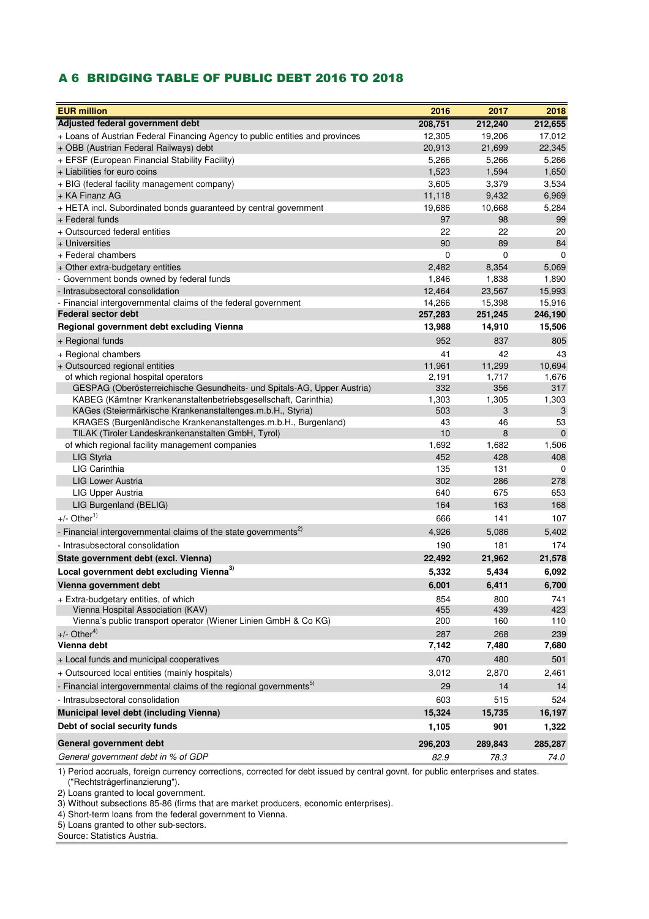## A 6 BRIDGING TABLE OF PUBLIC DEBT 2016 TO 2018

| EUR million | 2016 | 2017 | 2018 |
|---|---|---|---|
| **Adjusted federal government debt** | **208,751** | **212,240** | **212,655** |
| + Loans of Austrian Federal Financing Agency to public entities and provinces | 12,305 | 19,206 | 17,012 |
| + ÖBB (Austrian Federal Railways) debt | 20,913 | 21,699 | 22,345 |
| + EFSF (European Financial Stability Facility) | 5,266 | 5,266 | 5,266 |
| + Liabilities for euro coins | 1,523 | 1,594 | 1,650 |
| + BIG (federal facility management company) | 3,605 | 3,379 | 3,534 |
| + KA Finanz AG | 11,118 | 9,432 | 6,969 |
| + HETA incl. Subordinated bonds guaranteed by central government | 19,686 | 10,668 | 5,284 |
| + Federal funds | 97 | 98 | 99 |
| + Outsourced federal entities | 22 | 22 | 20 |
| + Universities | 90 | 89 | 84 |
| + Federal chambers | 0 | 0 | 0 |
| + Other extra-budgetary entities | 2,482 | 8,354 | 5,069 |
| - Government bonds owned by federal funds | 1,846 | 1,838 | 1,890 |
| - Intrasubsectoral consolidation | 12,464 | 23,567 | 15,993 |
| - Financial intergovernmental claims of the federal government | 14,266 | 15,398 | 15,916 |
| **Federal sector debt** | **257,283** | **251,245** | **246,190** |
| **Regional government debt excluding Vienna** | **13,988** | **14,910** | **15,506** |
| + Regional funds | 952 | 837 | 805 |
| + Regional chambers | 41 | 42 | 43 |
| + Outsourced regional entities | 11,961 | 11,299 | 10,694 |
| of which regional hospital operators | 2,191 | 1,717 | 1,676 |
| GESPAG (Oberösterreichische Gesundheits- und Spitals-AG, Upper Austria) | 332 | 356 | 317 |
| KABEG (Kärntner Krankenanstaltenbetriebsgesellschaft, Carinthia) | 1,303 | 1,305 | 1,303 |
| KAGes (Steiermärkische Krankenanstaltenges.m.b.H., Styria) | 503 | 3 | 3 |
| KRAGES (Burgenländische Krankenanstaltenges.m.b.H., Burgenland) | 43 | 46 | 53 |
| TILAK (Tiroler Landeskrankenanstalten GmbH, Tyrol) | 10 | 8 | 0 |
| of which regional facility management companies | 1,692 | 1,682 | 1,506 |
| LIG Styria | 452 | 428 | 408 |
| LIG Carinthia | 135 | 131 | 0 |
| LIG Lower Austria | 302 | 286 | 278 |
| LIG Upper Austria | 640 | 675 | 653 |
| LIG Burgenland (BELIG) | 164 | 163 | 168 |
| +/- Other[1] | 666 | 141 | 107 |
| - Financial intergovernmental claims of the state governments[2] | 4,926 | 5,086 | 5,402 |
| - Intrasubsectoral consolidation | 190 | 181 | 174 |
| **State government debt (excl. Vienna)** | **22,492** | **21,962** | **21,578** |
| **Local government debt excluding Vienna[3]** | **5,332** | **5,434** | **6,092** |
| **Vienna government debt** | **6,001** | **6,411** | **6,700** |
| + Extra-budgetary entities, of which | 854 | 800 | 741 |
| Vienna Hospital Association (KAV) | 455 | 439 | 423 |
| Vienna's public transport operator (Wiener Linien GmbH & Co KG) | 200 | 160 | 110 |
| +/- Other[4] | 287 | 268 | 239 |
| **Vienna debt** | **7,142** | **7,480** | **7,680** |
| + Local funds and municipal cooperatives | 470 | 480 | 501 |
| + Outsourced local entities (mainly hospitals) | 3,012 | 2,870 | 2,461 |
| - Financial intergovernmental claims of the regional governments[5] | 29 | 14 | 14 |
| - Intrasubsectoral consolidation | 603 | 515 | 524 |
| **Municipal level debt (including Vienna)** | **15,324** | **15,735** | **16,197** |
| **Debt of social security funds** | **1,105** | **901** | **1,322** |
| **General government debt** | **296,203** | **289,843** | **285,287** |
| *General government debt in % of GDP* | *82.9* | *78.3* | *74.0* |

1) Period accruals, foreign currency corrections, corrected for debt issued by central govnt. for public enterprises and states. ("Rechtsträgerfinanzierung").
2) Loans granted to local government.
3) Without subsections 85-86 (firms that are market producers, economic enterprises).
4) Short-term loans from the federal government to Vienna.
5) Loans granted to other sub-sectors.
Source: Statistics Austria.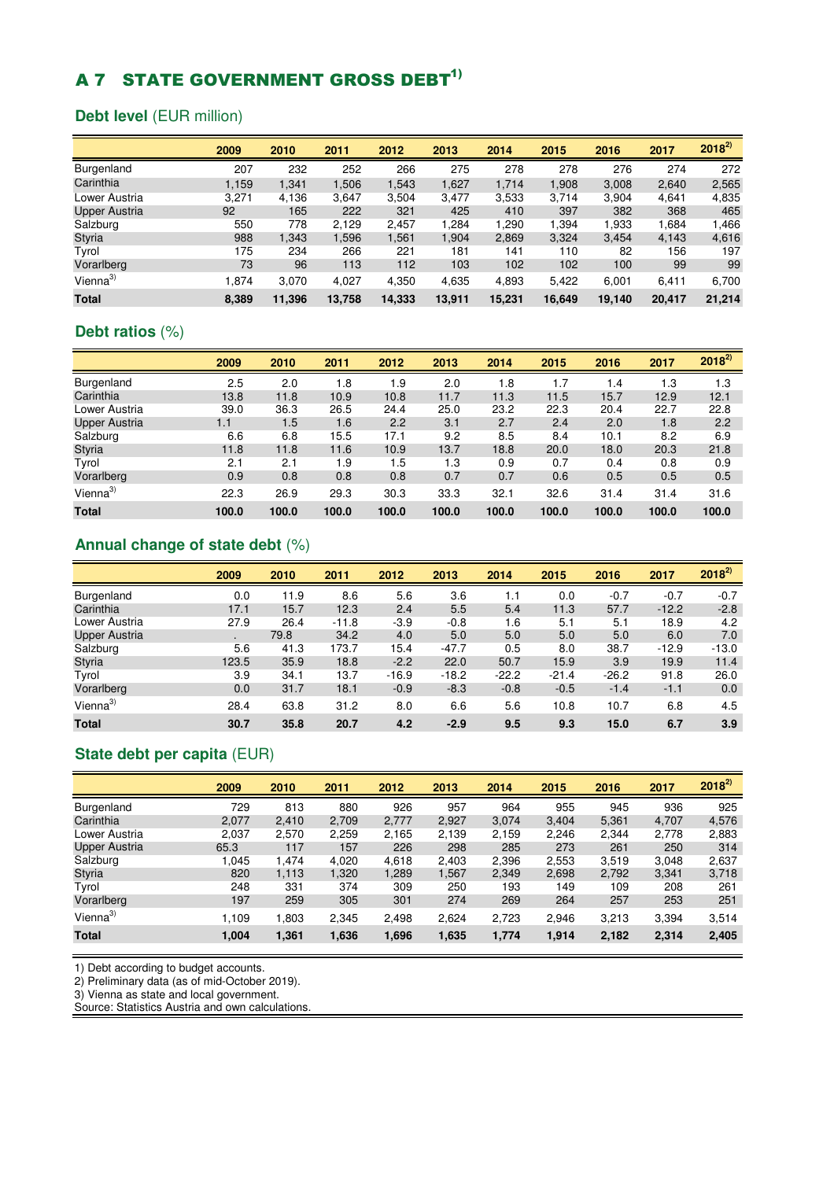# A 7 STATE GOVERNMENT GROSS DEBT[1)]

## Debt level (EUR million)

| | 2009 | 2010 | 2011 | 2012 | 2013 | 2014 | 2015 | 2016 | 2017 | 2018[2)] |
|---|---|---|---|---|---|---|---|---|---|---|
| Burgenland | 207 | 232 | 252 | 266 | 275 | 278 | 278 | 276 | 274 | 272 |
| Carinthia | 1,159 | 1,341 | 1,506 | 1,543 | 1,627 | 1,714 | 1,908 | 3,008 | 2,640 | 2,565 |
| Lower Austria | 3,271 | 4,136 | 3,647 | 3,504 | 3,477 | 3,533 | 3,714 | 3,904 | 4,641 | 4,835 |
| Upper Austria | 92 | 165 | 222 | 321 | 425 | 410 | 397 | 382 | 368 | 465 |
| Salzburg | 550 | 778 | 2,129 | 2,457 | 1,284 | 1,290 | 1,394 | 1,933 | 1,684 | 1,466 |
| Styria | 988 | 1,343 | 1,596 | 1,561 | 1,904 | 2,869 | 3,324 | 3,454 | 4,143 | 4,616 |
| Tyrol | 175 | 234 | 266 | 221 | 181 | 141 | 110 | 82 | 156 | 197 |
| Vorarlberg | 73 | 96 | 113 | 112 | 103 | 102 | 102 | 100 | 99 | 99 |
| Vienna[3)] | 1,874 | 3,070 | 4,027 | 4,350 | 4,635 | 4,893 | 5,422 | 6,001 | 6,411 | 6,700 |
| **Total** | **8,389** | **11,396** | **13,758** | **14,333** | **13,911** | **15,231** | **16,649** | **19,140** | **20,417** | **21,214** |

## Debt ratios (%)

| | 2009 | 2010 | 2011 | 2012 | 2013 | 2014 | 2015 | 2016 | 2017 | 2018[2)] |
|---|---|---|---|---|---|---|---|---|---|---|
| Burgenland | 2.5 | 2.0 | 1.8 | 1.9 | 2.0 | 1.8 | 1.7 | 1.4 | 1.3 | 1.3 |
| Carinthia | 13.8 | 11.8 | 10.9 | 10.8 | 11.7 | 11.3 | 11.5 | 15.7 | 12.9 | 12.1 |
| Lower Austria | 39.0 | 36.3 | 26.5 | 24.4 | 25.0 | 23.2 | 22.3 | 20.4 | 22.7 | 22.8 |
| Upper Austria | 1.1 | 1.5 | 1.6 | 2.2 | 3.1 | 2.7 | 2.4 | 2.0 | 1.8 | 2.2 |
| Salzburg | 6.6 | 6.8 | 15.5 | 17.1 | 9.2 | 8.5 | 8.4 | 10.1 | 8.2 | 6.9 |
| Styria | 11.8 | 11.8 | 11.6 | 10.9 | 13.7 | 18.8 | 20.0 | 18.0 | 20.3 | 21.8 |
| Tyrol | 2.1 | 2.1 | 1.9 | 1.5 | 1.3 | 0.9 | 0.7 | 0.4 | 0.8 | 0.9 |
| Vorarlberg | 0.9 | 0.8 | 0.8 | 0.8 | 0.7 | 0.7 | 0.6 | 0.5 | 0.5 | 0.5 |
| Vienna[3)] | 22.3 | 26.9 | 29.3 | 30.3 | 33.3 | 32.1 | 32.6 | 31.4 | 31.4 | 31.6 |
| **Total** | **100.0** | **100.0** | **100.0** | **100.0** | **100.0** | **100.0** | **100.0** | **100.0** | **100.0** | **100.0** |

## Annual change of state debt (%)

| | 2009 | 2010 | 2011 | 2012 | 2013 | 2014 | 2015 | 2016 | 2017 | 2018[2)] |
|---|---|---|---|---|---|---|---|---|---|---|
| Burgenland | 0.0 | 11.9 | 8.6 | 5.6 | 3.6 | 1.1 | 0.0 | -0.7 | -0.7 | -0.7 |
| Carinthia | 17.1 | 15.7 | 12.3 | 2.4 | 5.5 | 5.4 | 11.3 | 57.7 | -12.2 | -2.8 |
| Lower Austria | 27.9 | 26.4 | -11.8 | -3.9 | -0.8 | 1.6 | 5.1 | 5.1 | 18.9 | 4.2 |
| Upper Austria | . | 79.8 | 34.2 | 4.0 | 5.0 | 5.0 | 5.0 | 5.0 | 6.0 | 7.0 |
| Salzburg | 5.6 | 41.3 | 173.7 | 15.4 | -47.7 | 0.5 | 8.0 | 38.7 | -12.9 | -13.0 |
| Styria | 123.5 | 35.9 | 18.8 | -2.2 | 22.0 | 50.7 | 15.9 | 3.9 | 19.9 | 11.4 |
| Tyrol | 3.9 | 34.1 | 13.7 | -16.9 | -18.2 | -22.2 | -21.4 | -26.2 | 91.8 | 26.0 |
| Vorarlberg | 0.0 | 31.7 | 18.1 | -0.9 | -8.3 | -0.8 | -0.5 | -1.4 | -1.1 | 0.0 |
| Vienna[3)] | 28.4 | 63.8 | 31.2 | 8.0 | 6.6 | 5.6 | 10.8 | 10.7 | 6.8 | 4.5 |
| **Total** | **30.7** | **35.8** | **20.7** | **4.2** | **-2.9** | **9.5** | **9.3** | **15.0** | **6.7** | **3.9** |

## State debt per capita (EUR)

| | 2009 | 2010 | 2011 | 2012 | 2013 | 2014 | 2015 | 2016 | 2017 | 2018[2)] |
|---|---|---|---|---|---|---|---|---|---|---|
| Burgenland | 729 | 813 | 880 | 926 | 957 | 964 | 955 | 945 | 936 | 925 |
| Carinthia | 2,077 | 2,410 | 2,709 | 2,777 | 2,927 | 3,074 | 3,404 | 5,361 | 4,707 | 4,576 |
| Lower Austria | 2,037 | 2,570 | 2,259 | 2,165 | 2,139 | 2,159 | 2,246 | 2,344 | 2,778 | 2,883 |
| Upper Austria | 65.3 | 117 | 157 | 226 | 298 | 285 | 273 | 261 | 250 | 314 |
| Salzburg | 1,045 | 1,474 | 4,020 | 4,618 | 2,403 | 2,396 | 2,553 | 3,519 | 3,048 | 2,637 |
| Styria | 820 | 1,113 | 1,320 | 1,289 | 1,567 | 2,349 | 2,698 | 2,792 | 3,341 | 3,718 |
| Tyrol | 248 | 331 | 374 | 309 | 250 | 193 | 149 | 109 | 208 | 261 |
| Vorarlberg | 197 | 259 | 305 | 301 | 274 | 269 | 264 | 257 | 253 | 251 |
| Vienna[3)] | 1,109 | 1,803 | 2,345 | 2,498 | 2,624 | 2,723 | 2,946 | 3,213 | 3,394 | 3,514 |
| **Total** | **1,004** | **1,361** | **1,636** | **1,696** | **1,635** | **1,774** | **1,914** | **2,182** | **2,314** | **2,405** |

1) Debt according to budget accounts.
2) Preliminary data (as of mid-October 2019).
3) Vienna as state and local government.
Source: Statistics Austria and own calculations.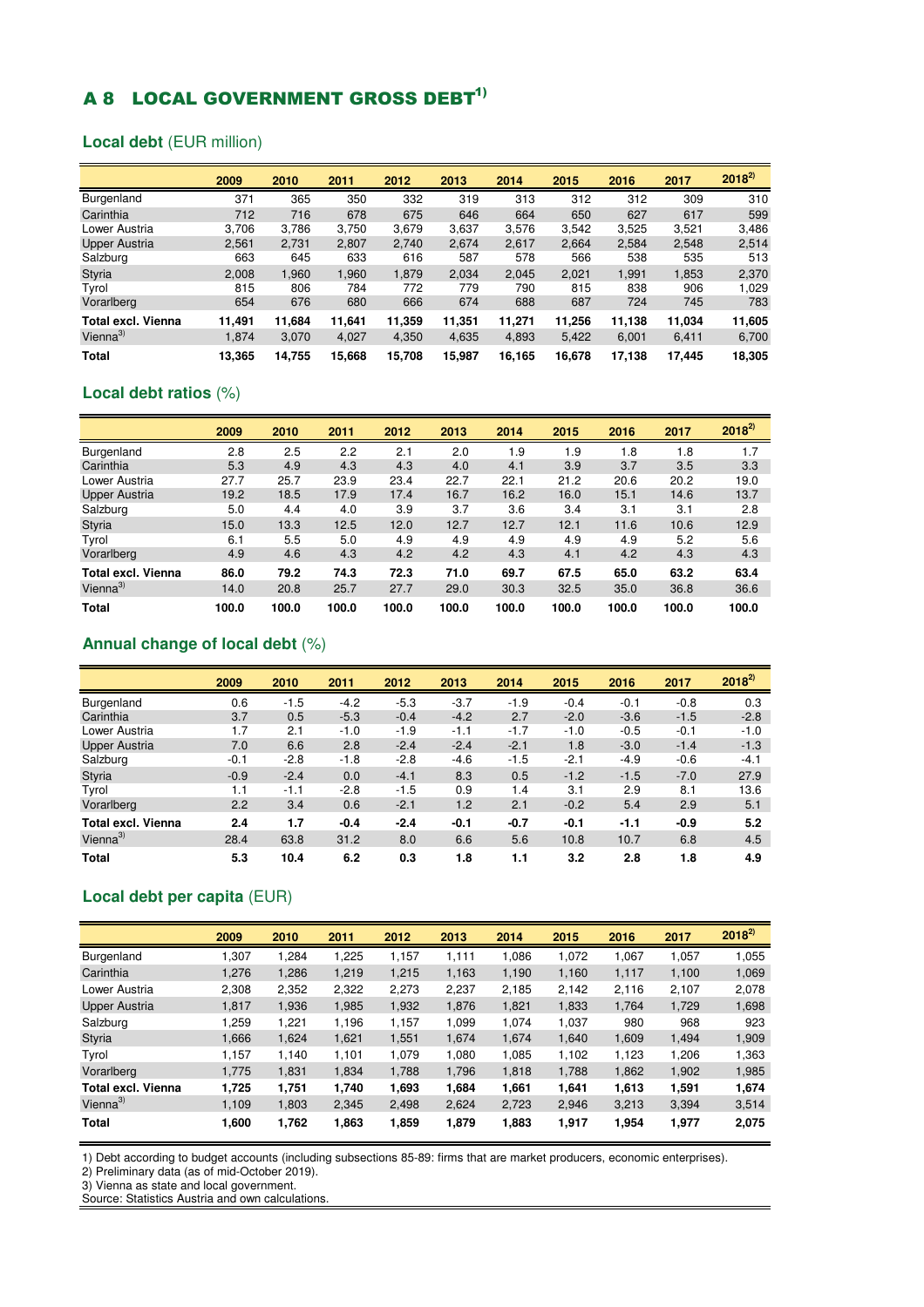# A 8 LOCAL GOVERNMENT GROSS DEBT[1)]

## Local debt (EUR million)

| | 2009 | 2010 | 2011 | 2012 | 2013 | 2014 | 2015 | 2016 | 2017 | 2018[2)] |
|---|---|---|---|---|---|---|---|---|---|---|
| Burgenland | 371 | 365 | 350 | 332 | 319 | 313 | 312 | 312 | 309 | 310 |
| Carinthia | 712 | 716 | 678 | 675 | 646 | 664 | 650 | 627 | 617 | 599 |
| Lower Austria | 3,706 | 3,786 | 3,750 | 3,679 | 3,637 | 3,576 | 3,542 | 3,525 | 3,521 | 3,486 |
| Upper Austria | 2,561 | 2,731 | 2,807 | 2,740 | 2,674 | 2,617 | 2,664 | 2,584 | 2,548 | 2,514 |
| Salzburg | 663 | 645 | 633 | 616 | 587 | 578 | 566 | 538 | 535 | 513 |
| Styria | 2,008 | 1,960 | 1,960 | 1,879 | 2,034 | 2,045 | 2,021 | 1,991 | 1,853 | 2,370 |
| Tyrol | 815 | 806 | 784 | 772 | 779 | 790 | 815 | 838 | 906 | 1,029 |
| Vorarlberg | 654 | 676 | 680 | 666 | 674 | 688 | 687 | 724 | 745 | 783 |
| **Total excl. Vienna** | **11,491** | **11,684** | **11,641** | **11,359** | **11,351** | **11,271** | **11,256** | **11,138** | **11,034** | **11,605** |
| Vienna[3)] | 1,874 | 3,070 | 4,027 | 4,350 | 4,635 | 4,893 | 5,422 | 6,001 | 6,411 | 6,700 |
| **Total** | **13,365** | **14,755** | **15,668** | **15,708** | **15,987** | **16,165** | **16,678** | **17,138** | **17,445** | **18,305** |

## Local debt ratios (%)

| | 2009 | 2010 | 2011 | 2012 | 2013 | 2014 | 2015 | 2016 | 2017 | 2018[2)] |
|---|---|---|---|---|---|---|---|---|---|---|
| Burgenland | 2.8 | 2.5 | 2.2 | 2.1 | 2.0 | 1.9 | 1.9 | 1.8 | 1.8 | 1.7 |
| Carinthia | 5.3 | 4.9 | 4.3 | 4.3 | 4.0 | 4.1 | 3.9 | 3.7 | 3.5 | 3.3 |
| Lower Austria | 27.7 | 25.7 | 23.9 | 23.4 | 22.7 | 22.1 | 21.2 | 20.6 | 20.2 | 19.0 |
| Upper Austria | 19.2 | 18.5 | 17.9 | 17.4 | 16.7 | 16.2 | 16.0 | 15.1 | 14.6 | 13.7 |
| Salzburg | 5.0 | 4.4 | 4.0 | 3.9 | 3.7 | 3.6 | 3.4 | 3.1 | 3.1 | 2.8 |
| Styria | 15.0 | 13.3 | 12.5 | 12.0 | 12.7 | 12.7 | 12.1 | 11.6 | 10.6 | 12.9 |
| Tyrol | 6.1 | 5.5 | 5.0 | 4.9 | 4.9 | 4.9 | 4.9 | 4.9 | 5.2 | 5.6 |
| Vorarlberg | 4.9 | 4.6 | 4.3 | 4.2 | 4.2 | 4.3 | 4.1 | 4.2 | 4.3 | 4.3 |
| **Total excl. Vienna** | **86.0** | **79.2** | **74.3** | **72.3** | **71.0** | **69.7** | **67.5** | **65.0** | **63.2** | **63.4** |
| Vienna[3)] | 14.0 | 20.8 | 25.7 | 27.7 | 29.0 | 30.3 | 32.5 | 35.0 | 36.8 | 36.6 |
| **Total** | **100.0** | **100.0** | **100.0** | **100.0** | **100.0** | **100.0** | **100.0** | **100.0** | **100.0** | **100.0** |

## Annual change of local debt (%)

| | 2009 | 2010 | 2011 | 2012 | 2013 | 2014 | 2015 | 2016 | 2017 | 2018[2)] |
|---|---|---|---|---|---|---|---|---|---|---|
| Burgenland | 0.6 | -1.5 | -4.2 | -5.3 | -3.7 | -1.9 | -0.4 | -0.1 | -0.8 | 0.3 |
| Carinthia | 3.7 | 0.5 | -5.3 | -0.4 | -4.2 | 2.7 | -2.0 | -3.6 | -1.5 | -2.8 |
| Lower Austria | 1.7 | 2.1 | -1.0 | -1.9 | -1.1 | -1.7 | -1.0 | -0.5 | -0.1 | -1.0 |
| Upper Austria | 7.0 | 6.6 | 2.8 | -2.4 | -2.4 | -2.1 | 1.8 | -3.0 | -1.4 | -1.3 |
| Salzburg | -0.1 | -2.8 | -1.8 | -2.8 | -4.6 | -1.5 | -2.1 | -4.9 | -0.6 | -4.1 |
| Styria | -0.9 | -2.4 | 0.0 | -4.1 | 8.3 | 0.5 | -1.2 | -1.5 | -7.0 | 27.9 |
| Tyrol | 1.1 | -1.1 | -2.8 | -1.5 | 0.9 | 1.4 | 3.1 | 2.9 | 8.1 | 13.6 |
| Vorarlberg | 2.2 | 3.4 | 0.6 | -2.1 | 1.2 | 2.1 | -0.2 | 5.4 | 2.9 | 5.1 |
| **Total excl. Vienna** | **2.4** | **1.7** | **-0.4** | **-2.4** | **-0.1** | **-0.7** | **-0.1** | **-1.1** | **-0.9** | **5.2** |
| Vienna[3)] | 28.4 | 63.8 | 31.2 | 8.0 | 6.6 | 5.6 | 10.8 | 10.7 | 6.8 | 4.5 |
| **Total** | **5.3** | **10.4** | **6.2** | **0.3** | **1.8** | **1.1** | **3.2** | **2.8** | **1.8** | **4.9** |

## Local debt per capita (EUR)

| | 2009 | 2010 | 2011 | 2012 | 2013 | 2014 | 2015 | 2016 | 2017 | 2018[2)] |
|---|---|---|---|---|---|---|---|---|---|---|
| Burgenland | 1,307 | 1,284 | 1,225 | 1,157 | 1,111 | 1,086 | 1,072 | 1,067 | 1,057 | 1,055 |
| Carinthia | 1,276 | 1,286 | 1,219 | 1,215 | 1,163 | 1,190 | 1,160 | 1,117 | 1,100 | 1,069 |
| Lower Austria | 2,308 | 2,352 | 2,322 | 2,273 | 2,237 | 2,185 | 2,142 | 2,116 | 2,107 | 2,078 |
| Upper Austria | 1,817 | 1,936 | 1,985 | 1,932 | 1,876 | 1,821 | 1,833 | 1,764 | 1,729 | 1,698 |
| Salzburg | 1,259 | 1,221 | 1,196 | 1,157 | 1,099 | 1,074 | 1,037 | 980 | 968 | 923 |
| Styria | 1,666 | 1,624 | 1,621 | 1,551 | 1,674 | 1,674 | 1,640 | 1,609 | 1,494 | 1,909 |
| Tyrol | 1,157 | 1,140 | 1,101 | 1,079 | 1,080 | 1,085 | 1,102 | 1,123 | 1,206 | 1,363 |
| Vorarlberg | 1,775 | 1,831 | 1,834 | 1,788 | 1,796 | 1,818 | 1,788 | 1,862 | 1,902 | 1,985 |
| **Total excl. Vienna** | **1,725** | **1,751** | **1,740** | **1,693** | **1,684** | **1,661** | **1,641** | **1,613** | **1,591** | **1,674** |
| Vienna[3)] | 1,109 | 1,803 | 2,345 | 2,498 | 2,624 | 2,723 | 2,946 | 3,213 | 3,394 | 3,514 |
| **Total** | **1,600** | **1,762** | **1,863** | **1,859** | **1,879** | **1,883** | **1,917** | **1,954** | **1,977** | **2,075** |

1) Debt according to budget accounts (including subsections 85-89: firms that are market producers, economic enterprises).
2) Preliminary data (as of mid-October 2019).
3) Vienna as state and local government.
Source: Statistics Austria and own calculations.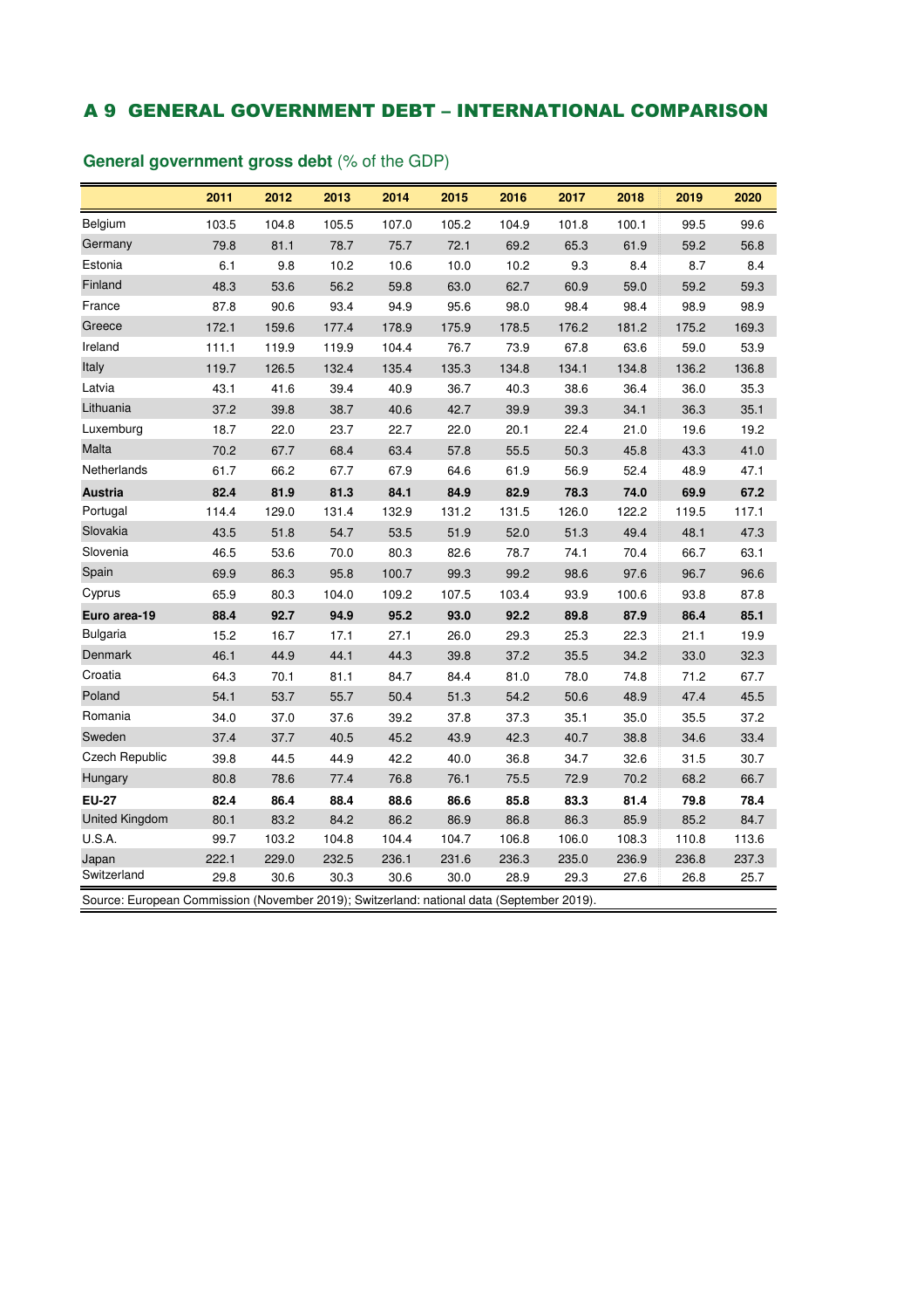## A 9 GENERAL GOVERNMENT DEBT – INTERNATIONAL COMPARISON

### **General government gross debt** (% of the GDP)

| | 2011 | 2012 | 2013 | 2014 | 2015 | 2016 | 2017 | 2018 | 2019 | 2020 |
|---|---|---|---|---|---|---|---|---|---|---|
| Belgium | 103.5 | 104.8 | 105.5 | 107.0 | 105.2 | 104.9 | 101.8 | 100.1 | 99.5 | 99.6 |
| Germany | 79.8 | 81.1 | 78.7 | 75.7 | 72.1 | 69.2 | 65.3 | 61.9 | 59.2 | 56.8 |
| Estonia | 6.1 | 9.8 | 10.2 | 10.6 | 10.0 | 10.2 | 9.3 | 8.4 | 8.7 | 8.4 |
| Finland | 48.3 | 53.6 | 56.2 | 59.8 | 63.0 | 62.7 | 60.9 | 59.0 | 59.2 | 59.3 |
| France | 87.8 | 90.6 | 93.4 | 94.9 | 95.6 | 98.0 | 98.4 | 98.4 | 98.9 | 98.9 |
| Greece | 172.1 | 159.6 | 177.4 | 178.9 | 175.9 | 178.5 | 176.2 | 181.2 | 175.2 | 169.3 |
| Ireland | 111.1 | 119.9 | 119.9 | 104.4 | 76.7 | 73.9 | 67.8 | 63.6 | 59.0 | 53.9 |
| Italy | 119.7 | 126.5 | 132.4 | 135.4 | 135.3 | 134.8 | 134.1 | 134.8 | 136.2 | 136.8 |
| Latvia | 43.1 | 41.6 | 39.4 | 40.9 | 36.7 | 40.3 | 38.6 | 36.4 | 36.0 | 35.3 |
| Lithuania | 37.2 | 39.8 | 38.7 | 40.6 | 42.7 | 39.9 | 39.3 | 34.1 | 36.3 | 35.1 |
| Luxemburg | 18.7 | 22.0 | 23.7 | 22.7 | 22.0 | 20.1 | 22.4 | 21.0 | 19.6 | 19.2 |
| Malta | 70.2 | 67.7 | 68.4 | 63.4 | 57.8 | 55.5 | 50.3 | 45.8 | 43.3 | 41.0 |
| Netherlands | 61.7 | 66.2 | 67.7 | 67.9 | 64.6 | 61.9 | 56.9 | 52.4 | 48.9 | 47.1 |
| **Austria** | **82.4** | **81.9** | **81.3** | **84.1** | **84.9** | **82.9** | **78.3** | **74.0** | **69.9** | **67.2** |
| Portugal | 114.4 | 129.0 | 131.4 | 132.9 | 131.2 | 131.5 | 126.0 | 122.2 | 119.5 | 117.1 |
| Slovakia | 43.5 | 51.8 | 54.7 | 53.5 | 51.9 | 52.0 | 51.3 | 49.4 | 48.1 | 47.3 |
| Slovenia | 46.5 | 53.6 | 70.0 | 80.3 | 82.6 | 78.7 | 74.1 | 70.4 | 66.7 | 63.1 |
| Spain | 69.9 | 86.3 | 95.8 | 100.7 | 99.3 | 99.2 | 98.6 | 97.6 | 96.7 | 96.6 |
| Cyprus | 65.9 | 80.3 | 104.0 | 109.2 | 107.5 | 103.4 | 93.9 | 100.6 | 93.8 | 87.8 |
| **Euro area-19** | **88.4** | **92.7** | **94.9** | **95.2** | **93.0** | **92.2** | **89.8** | **87.9** | **86.4** | **85.1** |
| Bulgaria | 15.2 | 16.7 | 17.1 | 27.1 | 26.0 | 29.3 | 25.3 | 22.3 | 21.1 | 19.9 |
| Denmark | 46.1 | 44.9 | 44.1 | 44.3 | 39.8 | 37.2 | 35.5 | 34.2 | 33.0 | 32.3 |
| Croatia | 64.3 | 70.1 | 81.1 | 84.7 | 84.4 | 81.0 | 78.0 | 74.8 | 71.2 | 67.7 |
| Poland | 54.1 | 53.7 | 55.7 | 50.4 | 51.3 | 54.2 | 50.6 | 48.9 | 47.4 | 45.5 |
| Romania | 34.0 | 37.0 | 37.6 | 39.2 | 37.8 | 37.3 | 35.1 | 35.0 | 35.5 | 37.2 |
| Sweden | 37.4 | 37.7 | 40.5 | 45.2 | 43.9 | 42.3 | 40.7 | 38.8 | 34.6 | 33.4 |
| Czech Republic | 39.8 | 44.5 | 44.9 | 42.2 | 40.0 | 36.8 | 34.7 | 32.6 | 31.5 | 30.7 |
| Hungary | 80.8 | 78.6 | 77.4 | 76.8 | 76.1 | 75.5 | 72.9 | 70.2 | 68.2 | 66.7 |
| **EU-27** | **82.4** | **86.4** | **88.4** | **88.6** | **86.6** | **85.8** | **83.3** | **81.4** | **79.8** | **78.4** |
| United Kingdom | 80.1 | 83.2 | 84.2 | 86.2 | 86.9 | 86.8 | 86.3 | 85.9 | 85.2 | 84.7 |
| U.S.A. | 99.7 | 103.2 | 104.8 | 104.4 | 104.7 | 106.8 | 106.0 | 108.3 | 110.8 | 113.6 |
| Japan | 222.1 | 229.0 | 232.5 | 236.1 | 231.6 | 236.3 | 235.0 | 236.9 | 236.8 | 237.3 |
| Switzerland | 29.8 | 30.6 | 30.3 | 30.6 | 30.0 | 28.9 | 29.3 | 27.6 | 26.8 | 25.7 |

Source: European Commission (November 2019); Switzerland: national data (September 2019).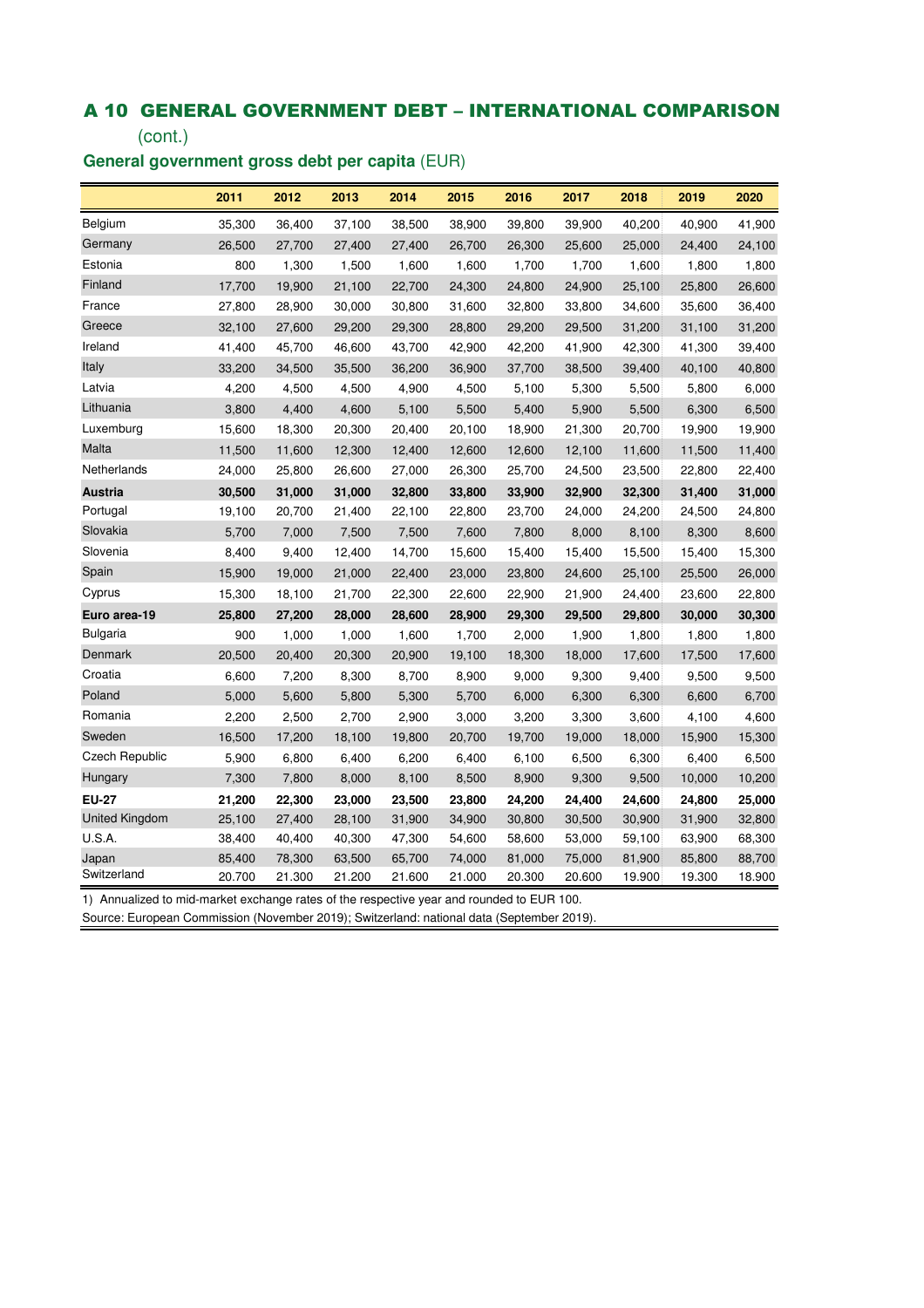## A 10 GENERAL GOVERNMENT DEBT – INTERNATIONAL COMPARISON (cont.)

### General government gross debt per capita (EUR)

| | 2011 | 2012 | 2013 | 2014 | 2015 | 2016 | 2017 | 2018 | 2019 | 2020 |
|---|---|---|---|---|---|---|---|---|---|---|
| Belgium | 35,300 | 36,400 | 37,100 | 38,500 | 38,900 | 39,800 | 39,900 | 40,200 | 40,900 | 41,900 |
| Germany | 26,500 | 27,700 | 27,400 | 27,400 | 26,700 | 26,300 | 25,600 | 25,000 | 24,400 | 24,100 |
| Estonia | 800 | 1,300 | 1,500 | 1,600 | 1,600 | 1,700 | 1,700 | 1,600 | 1,800 | 1,800 |
| Finland | 17,700 | 19,900 | 21,100 | 22,700 | 24,300 | 24,800 | 24,900 | 25,100 | 25,800 | 26,600 |
| France | 27,800 | 28,900 | 30,000 | 30,800 | 31,600 | 32,800 | 33,800 | 34,600 | 35,600 | 36,400 |
| Greece | 32,100 | 27,600 | 29,200 | 29,300 | 28,800 | 29,200 | 29,500 | 31,200 | 31,100 | 31,200 |
| Ireland | 41,400 | 45,700 | 46,600 | 43,700 | 42,900 | 42,200 | 41,900 | 42,300 | 41,300 | 39,400 |
| Italy | 33,200 | 34,500 | 35,500 | 36,200 | 36,900 | 37,700 | 38,500 | 39,400 | 40,100 | 40,800 |
| Latvia | 4,200 | 4,500 | 4,500 | 4,900 | 4,500 | 5,100 | 5,300 | 5,500 | 5,800 | 6,000 |
| Lithuania | 3,800 | 4,400 | 4,600 | 5,100 | 5,500 | 5,400 | 5,900 | 5,500 | 6,300 | 6,500 |
| Luxemburg | 15,600 | 18,300 | 20,300 | 20,400 | 20,100 | 18,900 | 21,300 | 20,700 | 19,900 | 19,900 |
| Malta | 11,500 | 11,600 | 12,300 | 12,400 | 12,600 | 12,600 | 12,100 | 11,600 | 11,500 | 11,400 |
| Netherlands | 24,000 | 25,800 | 26,600 | 27,000 | 26,300 | 25,700 | 24,500 | 23,500 | 22,800 | 22,400 |
| **Austria** | **30,500** | **31,000** | **31,000** | **32,800** | **33,800** | **33,900** | **32,900** | **32,300** | **31,400** | **31,000** |
| Portugal | 19,100 | 20,700 | 21,400 | 22,100 | 22,800 | 23,700 | 24,000 | 24,200 | 24,500 | 24,800 |
| Slovakia | 5,700 | 7,000 | 7,500 | 7,500 | 7,600 | 7,800 | 8,000 | 8,100 | 8,300 | 8,600 |
| Slovenia | 8,400 | 9,400 | 12,400 | 14,700 | 15,600 | 15,400 | 15,400 | 15,500 | 15,400 | 15,300 |
| Spain | 15,900 | 19,000 | 21,000 | 22,400 | 23,000 | 23,800 | 24,600 | 25,100 | 25,500 | 26,000 |
| Cyprus | 15,300 | 18,100 | 21,700 | 22,300 | 22,600 | 22,900 | 21,900 | 24,400 | 23,600 | 22,800 |
| **Euro area-19** | **25,800** | **27,200** | **28,000** | **28,600** | **28,900** | **29,300** | **29,500** | **29,800** | **30,000** | **30,300** |
| Bulgaria | 900 | 1,000 | 1,000 | 1,600 | 1,700 | 2,000 | 1,900 | 1,800 | 1,800 | 1,800 |
| Denmark | 20,500 | 20,400 | 20,300 | 20,900 | 19,100 | 18,300 | 18,000 | 17,600 | 17,500 | 17,600 |
| Croatia | 6,600 | 7,200 | 8,300 | 8,700 | 8,900 | 9,000 | 9,300 | 9,400 | 9,500 | 9,500 |
| Poland | 5,000 | 5,600 | 5,800 | 5,300 | 5,700 | 6,000 | 6,300 | 6,300 | 6,600 | 6,700 |
| Romania | 2,200 | 2,500 | 2,700 | 2,900 | 3,000 | 3,200 | 3,300 | 3,600 | 4,100 | 4,600 |
| Sweden | 16,500 | 17,200 | 18,100 | 19,800 | 20,700 | 19,700 | 19,000 | 18,000 | 15,900 | 15,300 |
| Czech Republic | 5,900 | 6,800 | 6,400 | 6,200 | 6,400 | 6,100 | 6,500 | 6,300 | 6,400 | 6,500 |
| Hungary | 7,300 | 7,800 | 8,000 | 8,100 | 8,500 | 8,900 | 9,300 | 9,500 | 10,000 | 10,200 |
| **EU-27** | **21,200** | **22,300** | **23,000** | **23,500** | **23,800** | **24,200** | **24,400** | **24,600** | **24,800** | **25,000** |
| United Kingdom | 25,100 | 27,400 | 28,100 | 31,900 | 34,900 | 30,800 | 30,500 | 30,900 | 31,900 | 32,800 |
| U.S.A. | 38,400 | 40,400 | 40,300 | 47,300 | 54,600 | 58,600 | 53,000 | 59,100 | 63,900 | 68,300 |
| Japan | 85,400 | 78,300 | 63,500 | 65,700 | 74,000 | 81,000 | 75,000 | 81,900 | 85,800 | 88,700 |
| Switzerland | 20.700 | 21.300 | 21.200 | 21.600 | 21.000 | 20.300 | 20.600 | 19.900 | 19.300 | 18.900 |

1) Annualized to mid-market exchange rates of the respective year and rounded to EUR 100.

Source: European Commission (November 2019); Switzerland: national data (September 2019).